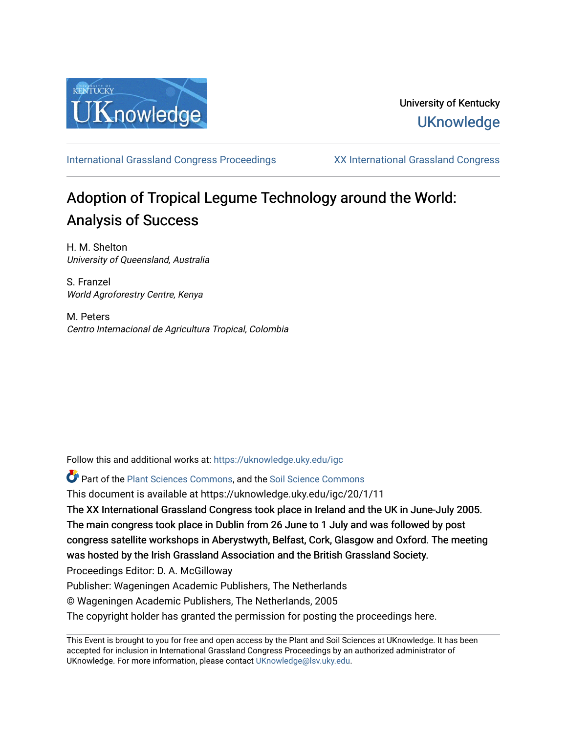University of Kentucky

UKnowledge

International Grassland Congress Proceedings

XX International Grassland Congress

# Adoption of Tropical Legume Technology around the World: Analysis of Success

H. M. Shelton
*University of Queensland, Australia*

S. Franzel
*World Agroforestry Centre, Kenya*

M. Peters
*Centro Internacional de Agricultura Tropical, Colombia*

Follow this and additional works at: https://uknowledge.uky.edu/igc

Part of the Plant Sciences Commons, and the Soil Science Commons

This document is available at https://uknowledge.uky.edu/igc/20/1/11

The XX International Grassland Congress took place in Ireland and the UK in June-July 2005. The main congress took place in Dublin from 26 June to 1 July and was followed by post congress satellite workshops in Aberystwyth, Belfast, Cork, Glasgow and Oxford. The meeting was hosted by the Irish Grassland Association and the British Grassland Society.

Proceedings Editor: D. A. McGilloway

Publisher: Wageningen Academic Publishers, The Netherlands

© Wageningen Academic Publishers, The Netherlands, 2005

The copyright holder has granted the permission for posting the proceedings here.

This Event is brought to you for free and open access by the Plant and Soil Sciences at UKnowledge. It has been accepted for inclusion in International Grassland Congress Proceedings by an authorized administrator of UKnowledge. For more information, please contact UKnowledge@lsv.uky.edu.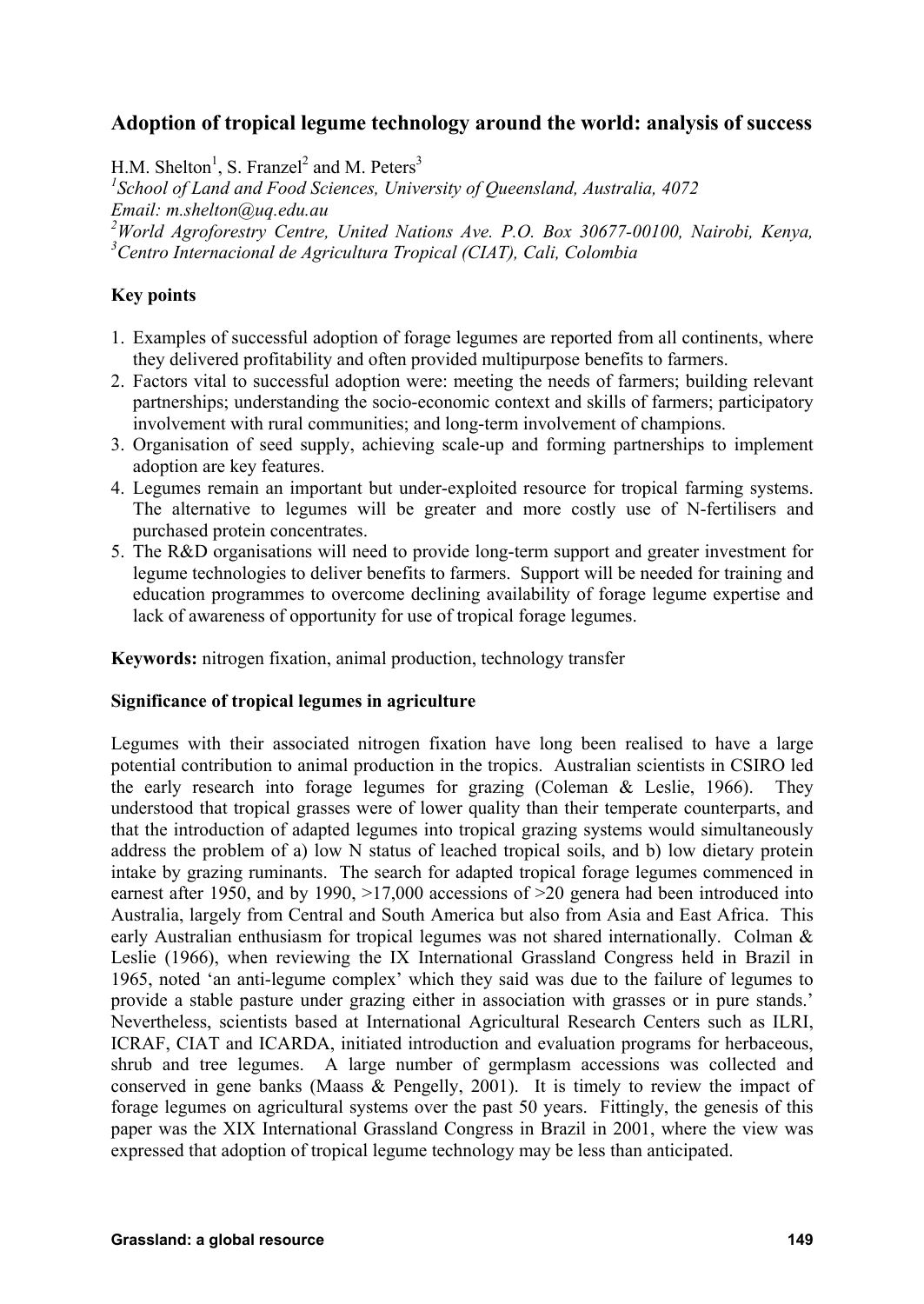## Adoption of tropical legume technology around the world: analysis of success

H.M. Shelton[1], S. Franzel[2] and M. Peters[3]

[1]*School of Land and Food Sciences, University of Queensland, Australia, 4072*
*Email: m.shelton@uq.edu.au*
[2]*World Agroforestry Centre, United Nations Ave. P.O. Box 30677-00100, Nairobi, Kenya,*
[3]*Centro Internacional de Agricultura Tropical (CIAT), Cali, Colombia*

### Key points

1. Examples of successful adoption of forage legumes are reported from all continents, where they delivered profitability and often provided multipurpose benefits to farmers.
2. Factors vital to successful adoption were: meeting the needs of farmers; building relevant partnerships; understanding the socio-economic context and skills of farmers; participatory involvement with rural communities; and long-term involvement of champions.
3. Organisation of seed supply, achieving scale-up and forming partnerships to implement adoption are key features.
4. Legumes remain an important but under-exploited resource for tropical farming systems. The alternative to legumes will be greater and more costly use of N-fertilisers and purchased protein concentrates.
5. The R&D organisations will need to provide long-term support and greater investment for legume technologies to deliver benefits to farmers. Support will be needed for training and education programmes to overcome declining availability of forage legume expertise and lack of awareness of opportunity for use of tropical forage legumes.

**Keywords:** nitrogen fixation, animal production, technology transfer

### Significance of tropical legumes in agriculture

Legumes with their associated nitrogen fixation have long been realised to have a large potential contribution to animal production in the tropics. Australian scientists in CSIRO led the early research into forage legumes for grazing (Coleman & Leslie, 1966). They understood that tropical grasses were of lower quality than their temperate counterparts, and that the introduction of adapted legumes into tropical grazing systems would simultaneously address the problem of a) low N status of leached tropical soils, and b) low dietary protein intake by grazing ruminants. The search for adapted tropical forage legumes commenced in earnest after 1950, and by 1990, >17,000 accessions of >20 genera had been introduced into Australia, largely from Central and South America but also from Asia and East Africa. This early Australian enthusiasm for tropical legumes was not shared internationally. Colman & Leslie (1966), when reviewing the IX International Grassland Congress held in Brazil in 1965, noted 'an anti-legume complex' which they said was due to the failure of legumes to provide a stable pasture under grazing either in association with grasses or in pure stands.' Nevertheless, scientists based at International Agricultural Research Centers such as ILRI, ICRAF, CIAT and ICARDA, initiated introduction and evaluation programs for herbaceous, shrub and tree legumes. A large number of germplasm accessions was collected and conserved in gene banks (Maass & Pengelly, 2001). It is timely to review the impact of forage legumes on agricultural systems over the past 50 years. Fittingly, the genesis of this paper was the XIX International Grassland Congress in Brazil in 2001, where the view was expressed that adoption of tropical legume technology may be less than anticipated.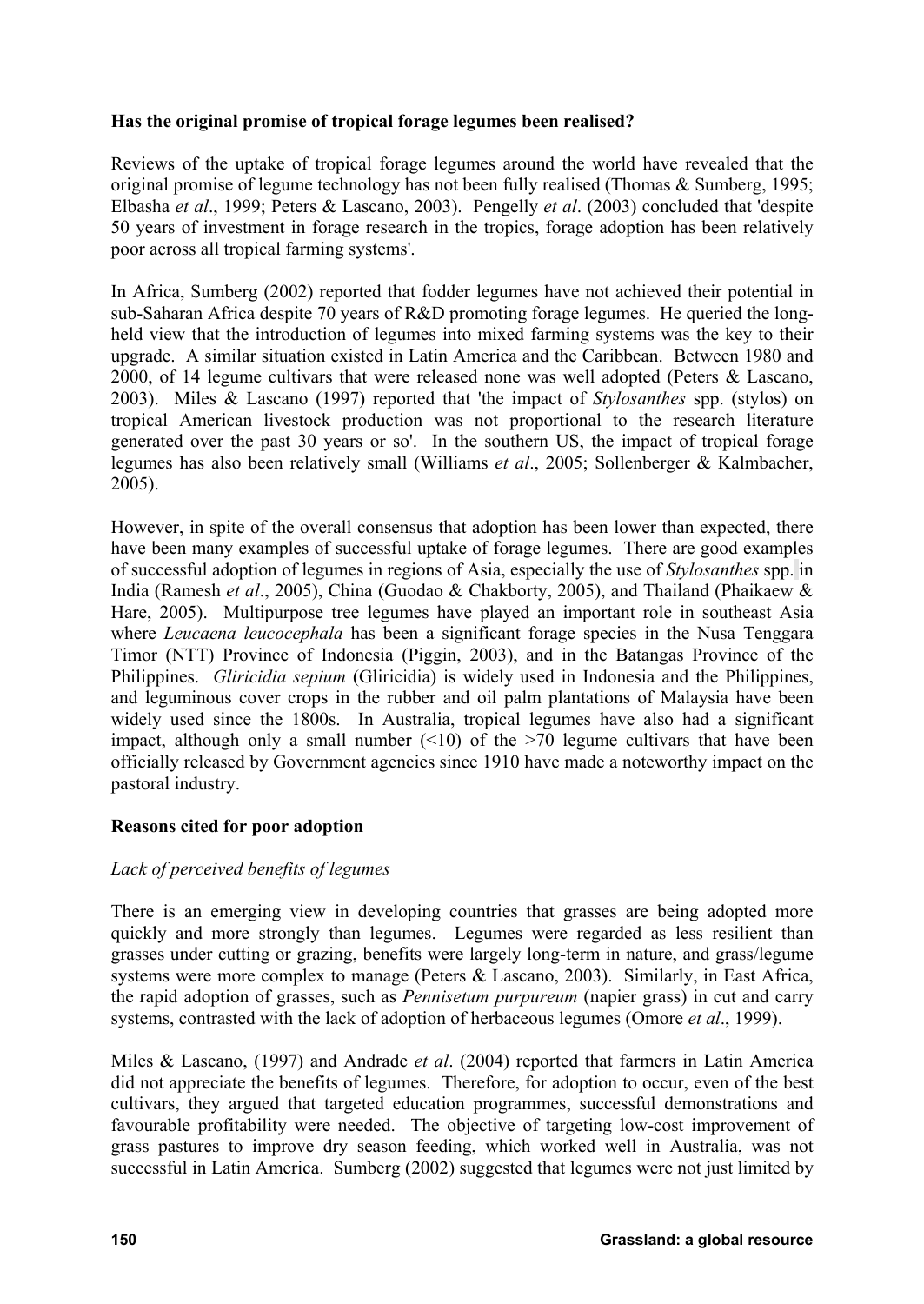**Has the original promise of tropical forage legumes been realised?**

Reviews of the uptake of tropical forage legumes around the world have revealed that the original promise of legume technology has not been fully realised (Thomas & Sumberg, 1995; Elbasha *et al*., 1999; Peters & Lascano, 2003). Pengelly *et al*. (2003) concluded that 'despite 50 years of investment in forage research in the tropics, forage adoption has been relatively poor across all tropical farming systems'.

In Africa, Sumberg (2002) reported that fodder legumes have not achieved their potential in sub-Saharan Africa despite 70 years of R&D promoting forage legumes. He queried the long-held view that the introduction of legumes into mixed farming systems was the key to their upgrade. A similar situation existed in Latin America and the Caribbean. Between 1980 and 2000, of 14 legume cultivars that were released none was well adopted (Peters & Lascano, 2003). Miles & Lascano (1997) reported that 'the impact of *Stylosanthes* spp. (stylos) on tropical American livestock production was not proportional to the research literature generated over the past 30 years or so'. In the southern US, the impact of tropical forage legumes has also been relatively small (Williams *et al*., 2005; Sollenberger & Kalmbacher, 2005).

However, in spite of the overall consensus that adoption has been lower than expected, there have been many examples of successful uptake of forage legumes. There are good examples of successful adoption of legumes in regions of Asia, especially the use of *Stylosanthes* spp. in India (Ramesh *et al*., 2005), China (Guodao & Chakborty, 2005), and Thailand (Phaikaew & Hare, 2005). Multipurpose tree legumes have played an important role in southeast Asia where *Leucaena leucocephala* has been a significant forage species in the Nusa Tenggara Timor (NTT) Province of Indonesia (Piggin, 2003), and in the Batangas Province of the Philippines. *Gliricidia sepium* (Gliricidia) is widely used in Indonesia and the Philippines, and leguminous cover crops in the rubber and oil palm plantations of Malaysia have been widely used since the 1800s. In Australia, tropical legumes have also had a significant impact, although only a small number (<10) of the >70 legume cultivars that have been officially released by Government agencies since 1910 have made a noteworthy impact on the pastoral industry.

**Reasons cited for poor adoption**

*Lack of perceived benefits of legumes*

There is an emerging view in developing countries that grasses are being adopted more quickly and more strongly than legumes. Legumes were regarded as less resilient than grasses under cutting or grazing, benefits were largely long-term in nature, and grass/legume systems were more complex to manage (Peters & Lascano, 2003). Similarly, in East Africa, the rapid adoption of grasses, such as *Pennisetum purpureum* (napier grass) in cut and carry systems, contrasted with the lack of adoption of herbaceous legumes (Omore *et al*., 1999).

Miles & Lascano, (1997) and Andrade *et al*. (2004) reported that farmers in Latin America did not appreciate the benefits of legumes. Therefore, for adoption to occur, even of the best cultivars, they argued that targeted education programmes, successful demonstrations and favourable profitability were needed. The objective of targeting low-cost improvement of grass pastures to improve dry season feeding, which worked well in Australia, was not successful in Latin America. Sumberg (2002) suggested that legumes were not just limited by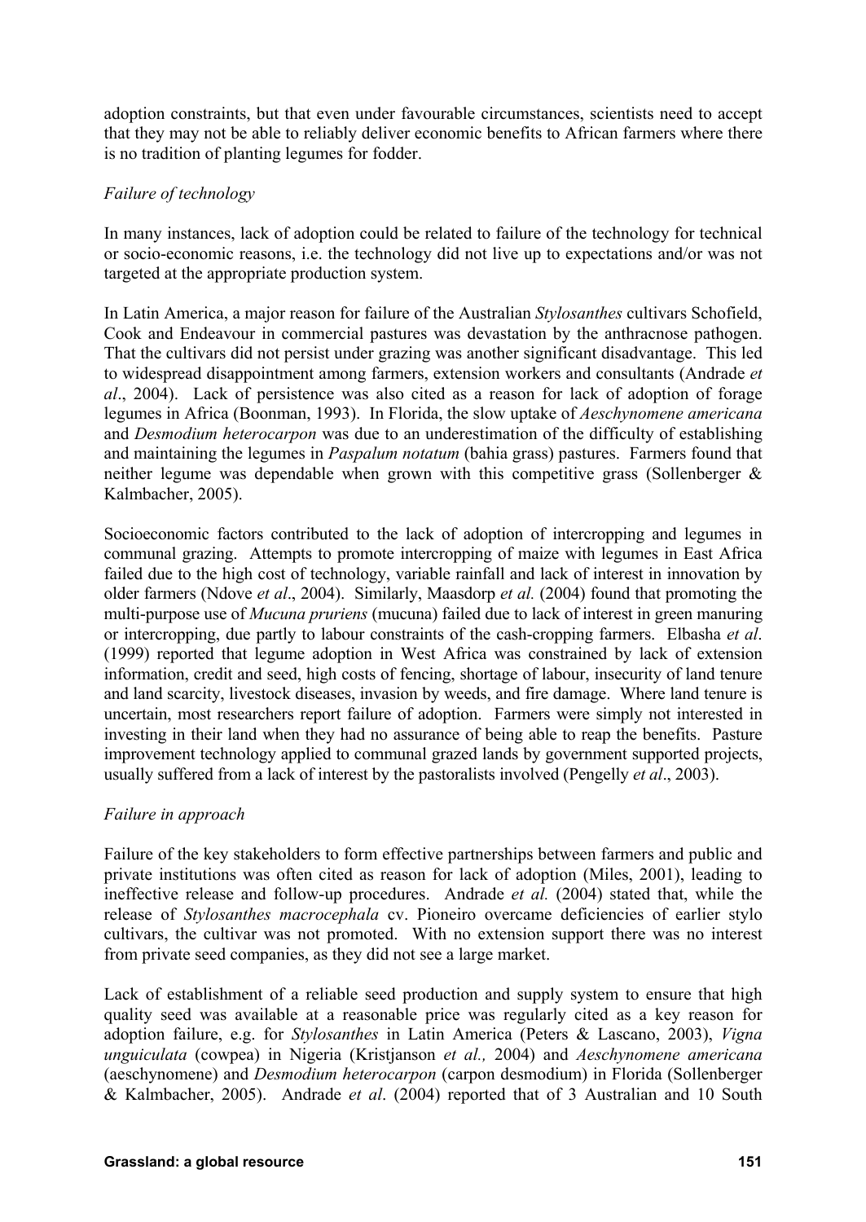adoption constraints, but that even under favourable circumstances, scientists need to accept that they may not be able to reliably deliver economic benefits to African farmers where there is no tradition of planting legumes for fodder.

### *Failure of technology*

In many instances, lack of adoption could be related to failure of the technology for technical or socio-economic reasons, i.e. the technology did not live up to expectations and/or was not targeted at the appropriate production system.

In Latin America, a major reason for failure of the Australian *Stylosanthes* cultivars Schofield, Cook and Endeavour in commercial pastures was devastation by the anthracnose pathogen. That the cultivars did not persist under grazing was another significant disadvantage. This led to widespread disappointment among farmers, extension workers and consultants (Andrade *et al*., 2004). Lack of persistence was also cited as a reason for lack of adoption of forage legumes in Africa (Boonman, 1993). In Florida, the slow uptake of *Aeschynomene americana* and *Desmodium heterocarpon* was due to an underestimation of the difficulty of establishing and maintaining the legumes in *Paspalum notatum* (bahia grass) pastures. Farmers found that neither legume was dependable when grown with this competitive grass (Sollenberger & Kalmbacher, 2005).

Socioeconomic factors contributed to the lack of adoption of intercropping and legumes in communal grazing. Attempts to promote intercropping of maize with legumes in East Africa failed due to the high cost of technology, variable rainfall and lack of interest in innovation by older farmers (Ndove *et al*., 2004). Similarly, Maasdorp *et al.* (2004) found that promoting the multi-purpose use of *Mucuna pruriens* (mucuna) failed due to lack of interest in green manuring or intercropping, due partly to labour constraints of the cash-cropping farmers. Elbasha *et al*. (1999) reported that legume adoption in West Africa was constrained by lack of extension information, credit and seed, high costs of fencing, shortage of labour, insecurity of land tenure and land scarcity, livestock diseases, invasion by weeds, and fire damage. Where land tenure is uncertain, most researchers report failure of adoption. Farmers were simply not interested in investing in their land when they had no assurance of being able to reap the benefits. Pasture improvement technology applied to communal grazed lands by government supported projects, usually suffered from a lack of interest by the pastoralists involved (Pengelly *et al*., 2003).

### *Failure in approach*

Failure of the key stakeholders to form effective partnerships between farmers and public and private institutions was often cited as reason for lack of adoption (Miles, 2001), leading to ineffective release and follow-up procedures. Andrade *et al.* (2004) stated that, while the release of *Stylosanthes macrocephala* cv. Pioneiro overcame deficiencies of earlier stylo cultivars, the cultivar was not promoted. With no extension support there was no interest from private seed companies, as they did not see a large market.

Lack of establishment of a reliable seed production and supply system to ensure that high quality seed was available at a reasonable price was regularly cited as a key reason for adoption failure, e.g. for *Stylosanthes* in Latin America (Peters & Lascano, 2003), *Vigna unguiculata* (cowpea) in Nigeria (Kristjanson *et al.,* 2004) and *Aeschynomene americana* (aeschynomene) and *Desmodium heterocarpon* (carpon desmodium) in Florida (Sollenberger & Kalmbacher, 2005). Andrade *et al*. (2004) reported that of 3 Australian and 10 South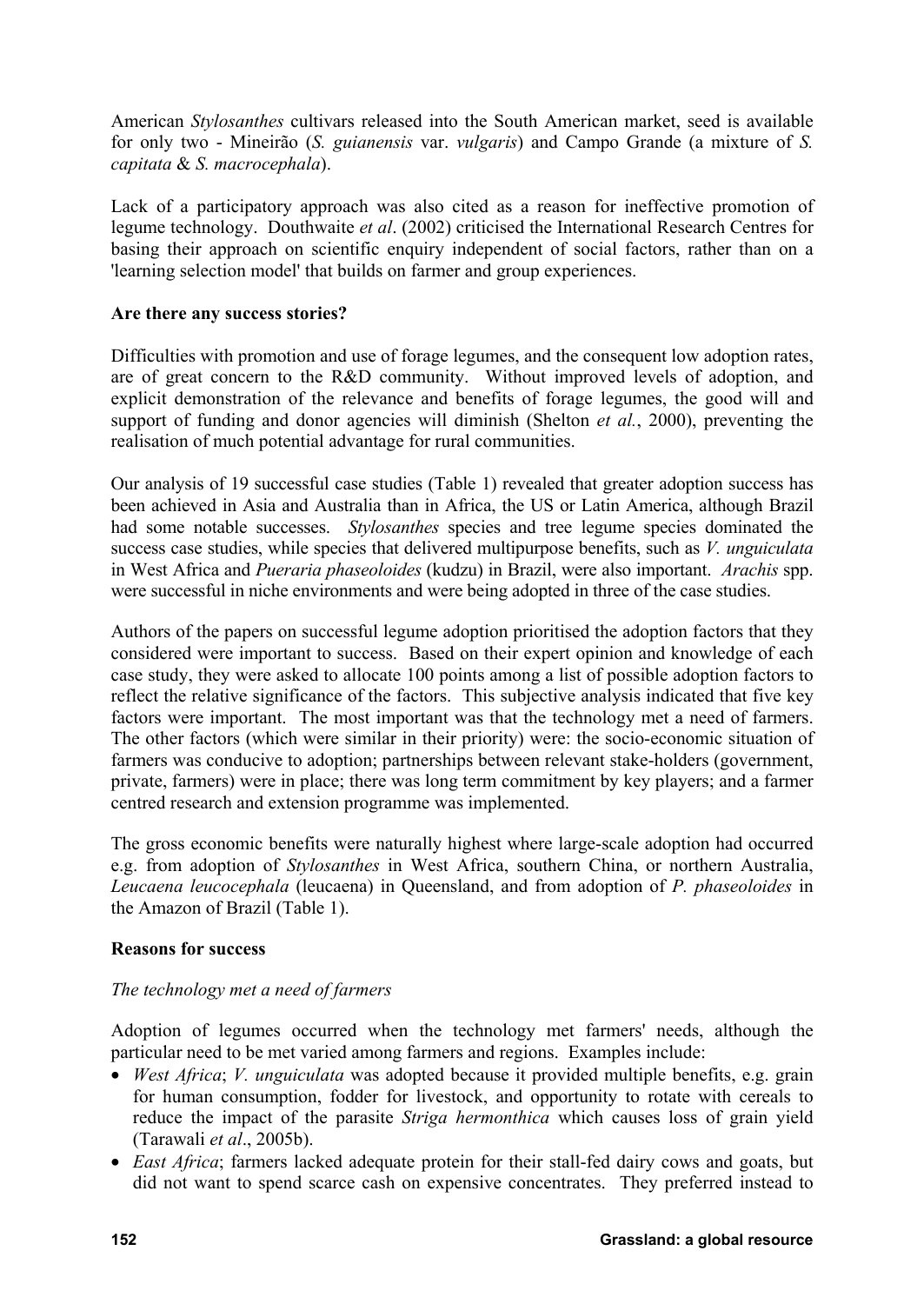American *Stylosanthes* cultivars released into the South American market, seed is available for only two - Mineirão (*S. guianensis* var. *vulgaris*) and Campo Grande (a mixture of *S. capitata* & *S. macrocephala*).

Lack of a participatory approach was also cited as a reason for ineffective promotion of legume technology. Douthwaite *et al*. (2002) criticised the International Research Centres for basing their approach on scientific enquiry independent of social factors, rather than on a 'learning selection model' that builds on farmer and group experiences.

**Are there any success stories?**

Difficulties with promotion and use of forage legumes, and the consequent low adoption rates, are of great concern to the R&D community. Without improved levels of adoption, and explicit demonstration of the relevance and benefits of forage legumes, the good will and support of funding and donor agencies will diminish (Shelton *et al.*, 2000), preventing the realisation of much potential advantage for rural communities.

Our analysis of 19 successful case studies (Table 1) revealed that greater adoption success has been achieved in Asia and Australia than in Africa, the US or Latin America, although Brazil had some notable successes. *Stylosanthes* species and tree legume species dominated the success case studies, while species that delivered multipurpose benefits, such as *V. unguiculata* in West Africa and *Pueraria phaseoloides* (kudzu) in Brazil, were also important. *Arachis* spp. were successful in niche environments and were being adopted in three of the case studies.

Authors of the papers on successful legume adoption prioritised the adoption factors that they considered were important to success. Based on their expert opinion and knowledge of each case study, they were asked to allocate 100 points among a list of possible adoption factors to reflect the relative significance of the factors. This subjective analysis indicated that five key factors were important. The most important was that the technology met a need of farmers. The other factors (which were similar in their priority) were: the socio-economic situation of farmers was conducive to adoption; partnerships between relevant stake-holders (government, private, farmers) were in place; there was long term commitment by key players; and a farmer centred research and extension programme was implemented.

The gross economic benefits were naturally highest where large-scale adoption had occurred e.g. from adoption of *Stylosanthes* in West Africa, southern China, or northern Australia, *Leucaena leucocephala* (leucaena) in Queensland, and from adoption of *P. phaseoloides* in the Amazon of Brazil (Table 1).

**Reasons for success**

*The technology met a need of farmers*

Adoption of legumes occurred when the technology met farmers' needs, although the particular need to be met varied among farmers and regions. Examples include:

- *West Africa*; *V. unguiculata* was adopted because it provided multiple benefits, e.g. grain for human consumption, fodder for livestock, and opportunity to rotate with cereals to reduce the impact of the parasite *Striga hermonthica* which causes loss of grain yield (Tarawali *et al*., 2005b).
- *East Africa*; farmers lacked adequate protein for their stall-fed dairy cows and goats, but did not want to spend scarce cash on expensive concentrates. They preferred instead to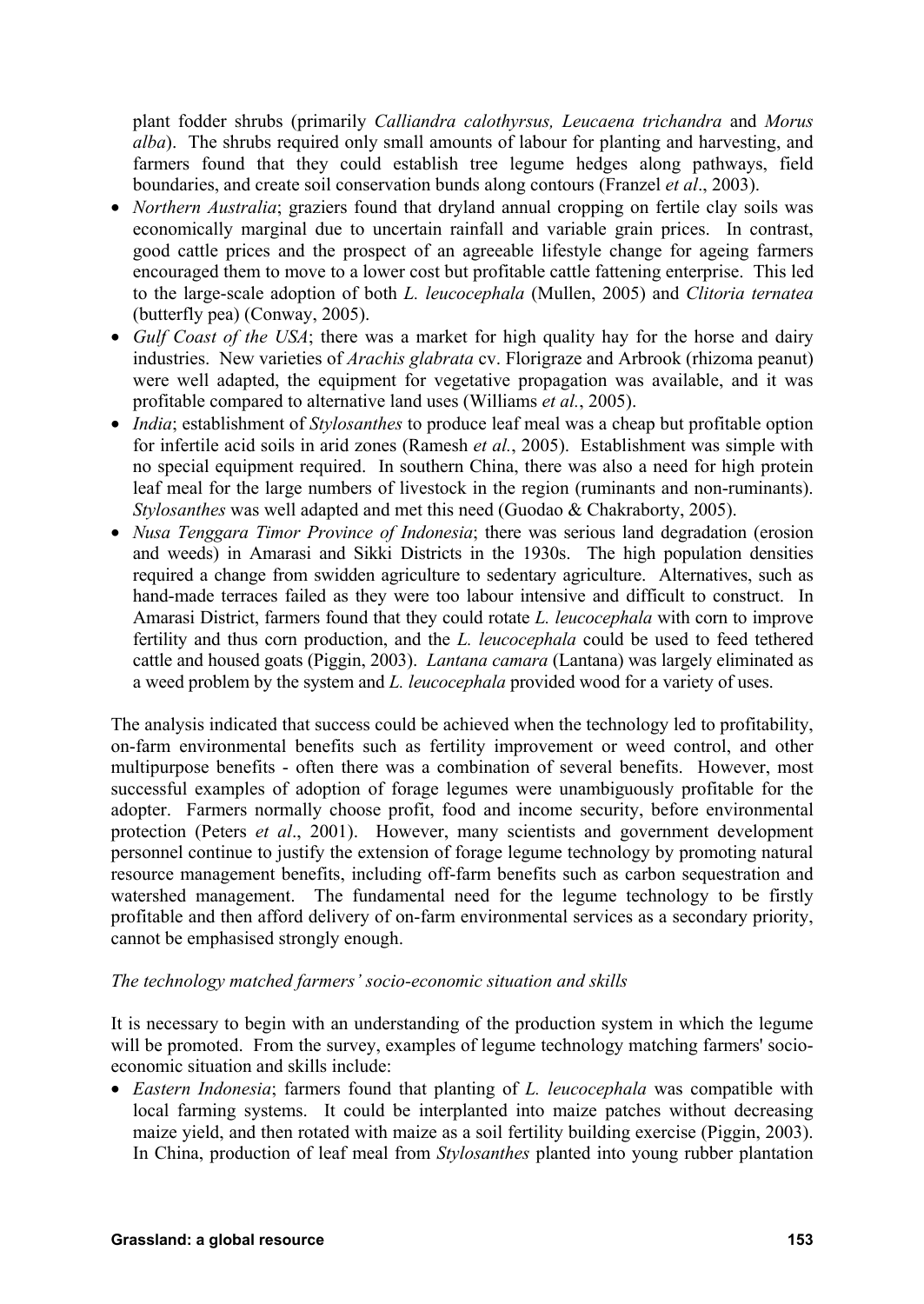plant fodder shrubs (primarily *Calliandra calothyrsus, Leucaena trichandra* and *Morus alba*). The shrubs required only small amounts of labour for planting and harvesting, and farmers found that they could establish tree legume hedges along pathways, field boundaries, and create soil conservation bunds along contours (Franzel *et al*., 2003).

- *Northern Australia*; graziers found that dryland annual cropping on fertile clay soils was economically marginal due to uncertain rainfall and variable grain prices. In contrast, good cattle prices and the prospect of an agreeable lifestyle change for ageing farmers encouraged them to move to a lower cost but profitable cattle fattening enterprise. This led to the large-scale adoption of both *L. leucocephala* (Mullen, 2005) and *Clitoria ternatea* (butterfly pea) (Conway, 2005).
- *Gulf Coast of the USA*; there was a market for high quality hay for the horse and dairy industries. New varieties of *Arachis glabrata* cv. Florigraze and Arbrook (rhizoma peanut) were well adapted, the equipment for vegetative propagation was available, and it was profitable compared to alternative land uses (Williams *et al.*, 2005).
- *India*; establishment of *Stylosanthes* to produce leaf meal was a cheap but profitable option for infertile acid soils in arid zones (Ramesh *et al.*, 2005). Establishment was simple with no special equipment required. In southern China, there was also a need for high protein leaf meal for the large numbers of livestock in the region (ruminants and non-ruminants). *Stylosanthes* was well adapted and met this need (Guodao & Chakraborty, 2005).
- *Nusa Tenggara Timor Province of Indonesia*; there was serious land degradation (erosion and weeds) in Amarasi and Sikki Districts in the 1930s. The high population densities required a change from swidden agriculture to sedentary agriculture. Alternatives, such as hand-made terraces failed as they were too labour intensive and difficult to construct. In Amarasi District, farmers found that they could rotate *L. leucocephala* with corn to improve fertility and thus corn production, and the *L. leucocephala* could be used to feed tethered cattle and housed goats (Piggin, 2003). *Lantana camara* (Lantana) was largely eliminated as a weed problem by the system and *L. leucocephala* provided wood for a variety of uses.

The analysis indicated that success could be achieved when the technology led to profitability, on-farm environmental benefits such as fertility improvement or weed control, and other multipurpose benefits - often there was a combination of several benefits. However, most successful examples of adoption of forage legumes were unambiguously profitable for the adopter. Farmers normally choose profit, food and income security, before environmental protection (Peters *et al*., 2001). However, many scientists and government development personnel continue to justify the extension of forage legume technology by promoting natural resource management benefits, including off-farm benefits such as carbon sequestration and watershed management. The fundamental need for the legume technology to be firstly profitable and then afford delivery of on-farm environmental services as a secondary priority, cannot be emphasised strongly enough.

*The technology matched farmers' socio-economic situation and skills*

It is necessary to begin with an understanding of the production system in which the legume will be promoted. From the survey, examples of legume technology matching farmers' socio-economic situation and skills include:

- *Eastern Indonesia*; farmers found that planting of *L. leucocephala* was compatible with local farming systems. It could be interplanted into maize patches without decreasing maize yield, and then rotated with maize as a soil fertility building exercise (Piggin, 2003). In China, production of leaf meal from *Stylosanthes* planted into young rubber plantation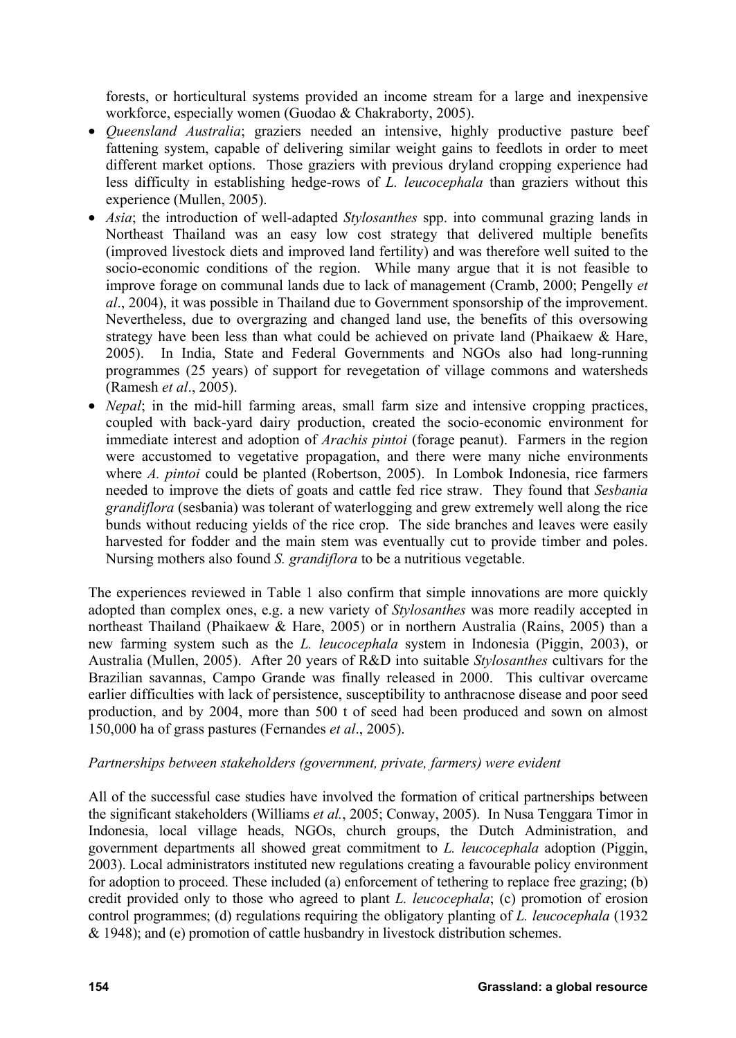forests, or horticultural systems provided an income stream for a large and inexpensive workforce, especially women (Guodao & Chakraborty, 2005).

- *Queensland Australia*; graziers needed an intensive, highly productive pasture beef fattening system, capable of delivering similar weight gains to feedlots in order to meet different market options. Those graziers with previous dryland cropping experience had less difficulty in establishing hedge-rows of *L. leucocephala* than graziers without this experience (Mullen, 2005).
- *Asia*; the introduction of well-adapted *Stylosanthes* spp. into communal grazing lands in Northeast Thailand was an easy low cost strategy that delivered multiple benefits (improved livestock diets and improved land fertility) and was therefore well suited to the socio-economic conditions of the region. While many argue that it is not feasible to improve forage on communal lands due to lack of management (Cramb, 2000; Pengelly *et al*., 2004), it was possible in Thailand due to Government sponsorship of the improvement. Nevertheless, due to overgrazing and changed land use, the benefits of this oversowing strategy have been less than what could be achieved on private land (Phaikaew & Hare, 2005). In India, State and Federal Governments and NGOs also had long-running programmes (25 years) of support for revegetation of village commons and watersheds (Ramesh *et al*., 2005).
- *Nepal*; in the mid-hill farming areas, small farm size and intensive cropping practices, coupled with back-yard dairy production, created the socio-economic environment for immediate interest and adoption of *Arachis pintoi* (forage peanut). Farmers in the region were accustomed to vegetative propagation, and there were many niche environments where *A. pintoi* could be planted (Robertson, 2005). In Lombok Indonesia, rice farmers needed to improve the diets of goats and cattle fed rice straw. They found that *Sesbania grandiflora* (sesbania) was tolerant of waterlogging and grew extremely well along the rice bunds without reducing yields of the rice crop. The side branches and leaves were easily harvested for fodder and the main stem was eventually cut to provide timber and poles. Nursing mothers also found *S. grandiflora* to be a nutritious vegetable.

The experiences reviewed in Table 1 also confirm that simple innovations are more quickly adopted than complex ones, e.g. a new variety of *Stylosanthes* was more readily accepted in northeast Thailand (Phaikaew & Hare, 2005) or in northern Australia (Rains, 2005) than a new farming system such as the *L. leucocephala* system in Indonesia (Piggin, 2003), or Australia (Mullen, 2005). After 20 years of R&D into suitable *Stylosanthes* cultivars for the Brazilian savannas, Campo Grande was finally released in 2000. This cultivar overcame earlier difficulties with lack of persistence, susceptibility to anthracnose disease and poor seed production, and by 2004, more than 500 t of seed had been produced and sown on almost 150,000 ha of grass pastures (Fernandes *et al*., 2005).

*Partnerships between stakeholders (government, private, farmers) were evident*

All of the successful case studies have involved the formation of critical partnerships between the significant stakeholders (Williams *et al.*, 2005; Conway, 2005). In Nusa Tenggara Timor in Indonesia, local village heads, NGOs, church groups, the Dutch Administration, and government departments all showed great commitment to *L. leucocephala* adoption (Piggin, 2003). Local administrators instituted new regulations creating a favourable policy environment for adoption to proceed. These included (a) enforcement of tethering to replace free grazing; (b) credit provided only to those who agreed to plant *L. leucocephala*; (c) promotion of erosion control programmes; (d) regulations requiring the obligatory planting of *L. leucocephala* (1932 & 1948); and (e) promotion of cattle husbandry in livestock distribution schemes.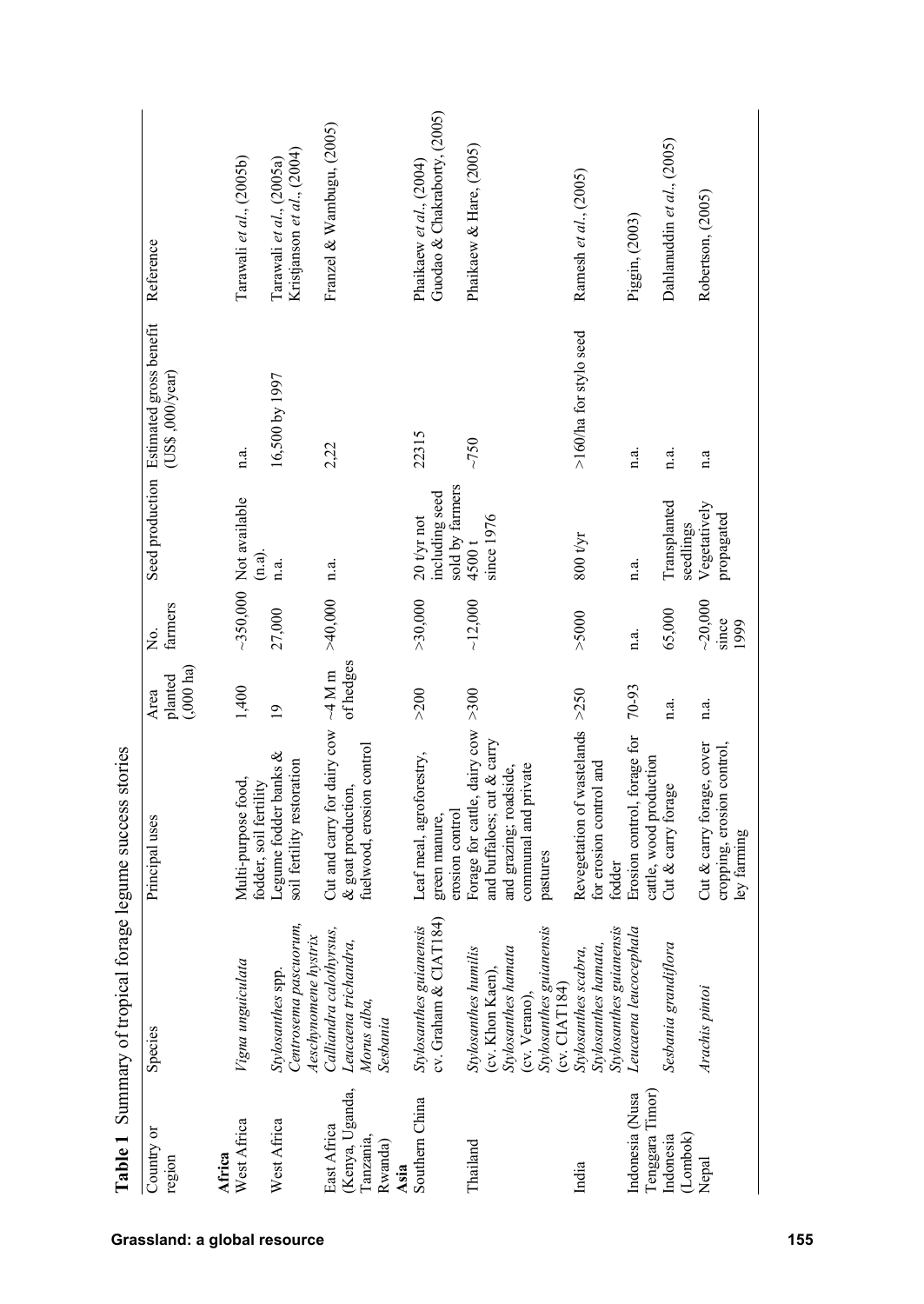**Table 1** Summary of tropical forage legume success stories

| Country or region | Species | Principal uses | Area planted (,000 ha) | No. farmers | Seed production | Estimated gross benefit (US$ ,000/year) | Reference |
|---|---|---|---|---|---|---|---|
| **Africa** | | | | | | | |
| West Africa | *Vigna unguiculata* | Multi-purpose food, fodder, soil fertility | 1,400 | ~350,000 | Not available (n.a). | n.a. | Tarawali *et al.*, (2005b) |
| West Africa | *Stylosanthes* spp. *Centrosema pascuorum, Aeschynomene hystrix* | Legume fodder banks & soil fertility restoration | 19 | 27,000 | n.a. | 16,500 by 1997 | Tarawali *et al.*, (2005a) Kristjanson *et al.*, (2004) |
| East Africa (Kenya, Uganda, Tanzania, Rwanda) | *Calliandra calothyrsus, Leucaena trichandra, Morus alba, Sesbania* | Cut and carry for dairy cow & goat production, fuelwood, erosion control | ~4 M m of hedges | >40,000 | n.a. | 2,22 | Franzel & Wambugu, (2005) |
| **Asia** | | | | | | | |
| Southern China | *Stylosanthes guianensis* cv. Graham & CIAT184) | Leaf meal, agroforestry, green manure, erosion control | >200 | >30,000 | 20 t/yr not including seed sold by farmers | 22315 | Phaikaew *et al.*, (2004) Guodao & Chakraborty, (2005) |
| Thailand | *Stylosanthes humilis* (cv. Khon Kaen), *Stylosanthes hamata* (cv. Verano), *Stylosanthes guianensis* (cv. CIAT184) | Forage for cattle, dairy cow and buffaloes; cut & carry and grazing; roadside, communal and private pastures | >300 | ~12,000 | 4500 t since 1976 | ~750 | Phaikaew & Hare, (2005) |
| India | *Stylosanthes scabra, Stylosanthes hamata, Stylosanthes guianensis* | Revegetation of wastelands for erosion control and fodder | >250 | >5000 | 800 t/yr | >160/ha for stylo seed | Ramesh *et al.*, (2005) |
| Indonesia (Nusa Tenggara Timor) | *Leucaena leucocephala* | Erosion control, forage for cattle, wood production | 70-93 | n.a. | n.a. | n.a. | Piggin, (2003) |
| Indonesia (Lombok) | *Sesbania grandiflora* | Cut & carry forage | n.a. | 65,000 | Transplanted seedlings | n.a. | Dahlanuddin *et al.*, (2005) |
| Nepal | *Arachis pintoi* | Cut & carry forage, cover cropping, erosion control, ley farming | n.a. | ~20,000 since 1999 | Vegetatively propagated | n.a | Robertson, (2005) |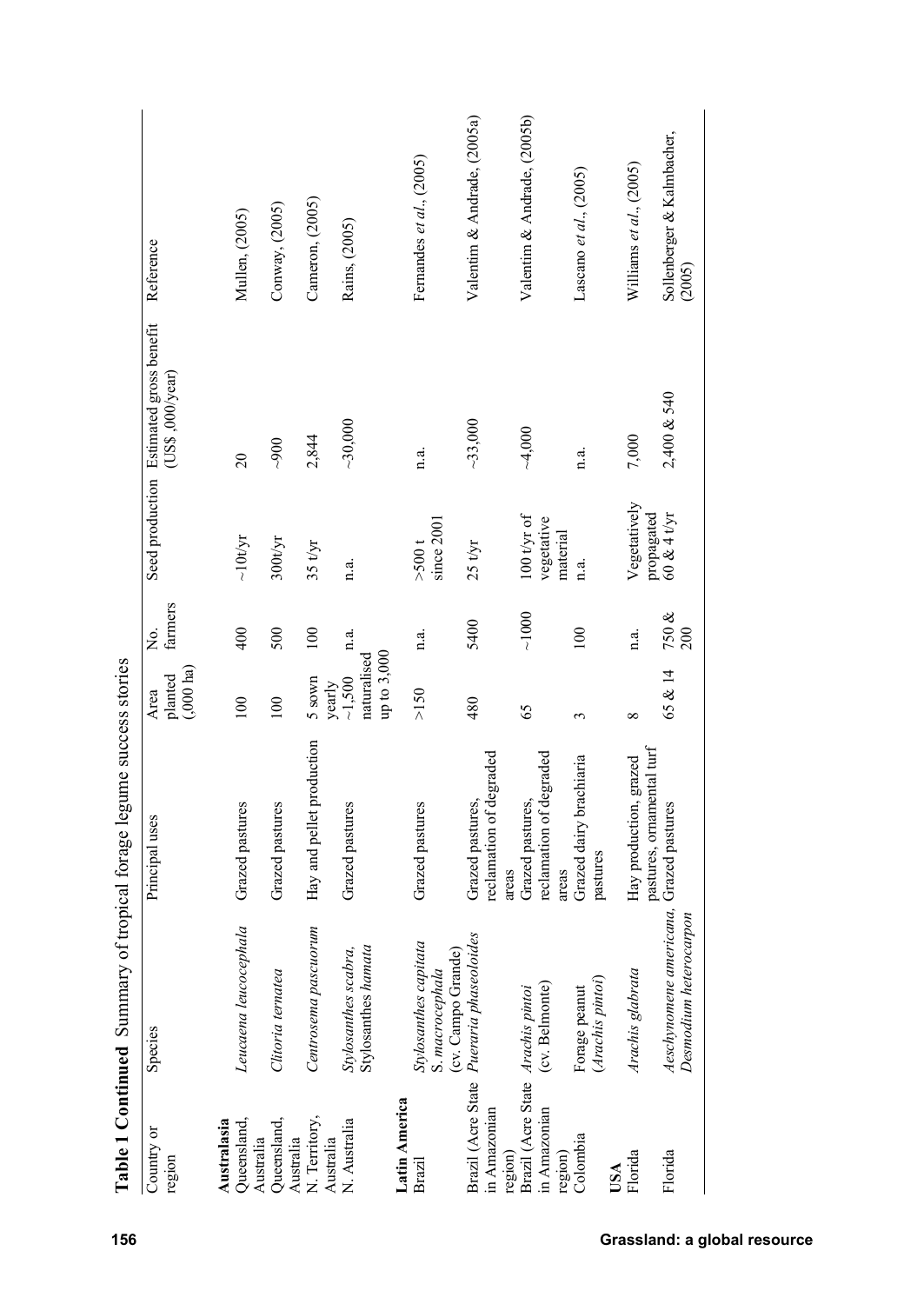**Table 1 Continued** Summary of tropical forage legume success stories

| Country or region | Species | Principal uses | Area planted (,000 ha) | No. farmers | Seed production | Estimated gross benefit (US$ ,000/year) | Reference |
|---|---|---|---|---|---|---|---|
| **Australasia** | | | | | | | |
| Queensland, Australia | *Leucaena leucocephala* | Grazed pastures | 100 | 400 | ~10t/yr | 20 | Mullen, (2005) |
| Queensland, Australia | *Clitoria ternatea* | Grazed pastures | 100 | 500 | 300t/yr | ~900 | Conway, (2005) |
| N. Territory, Australia | *Centrosema pascuorum* | Hay and pellet production | 5 sown yearly | 100 | 35 t/yr | 2,844 | Cameron, (2005) |
| N. Australia | *Stylosanthes scabra, Stylosanthes hamata* | Grazed pastures | ~1,500 naturalised up to 3,000 | n.a. | n.a. | ~30,000 | Rains, (2005) |
| **Latin America** | | | | | | | |
| Brazil | *Stylosanthes capitata S. macrocephala* (cv. Campo Grande) | Grazed pastures | >150 | n.a. | >500 t since 2001 | n.a. | Fernandes *et al*., (2005) |
| Brazil (Acre State in Amazonian region) | *Pueraria phaseoloides* | Grazed pastures, reclamation of degraded areas | 480 | 5400 | 25 t/yr | ~33,000 | Valentim & Andrade, (2005a) |
| Brazil (Acre State in Amazonian region) | *Arachis pintoi* (cv. Belmonte) | Grazed pastures, reclamation of degraded areas | 65 | ~1000 | 100 t/yr of vegetative material | ~4,000 | Valentim & Andrade, (2005b) |
| Colombia | Forage peanut (*Arachis pintoi*) | Grazed dairy brachiaria pastures | 3 | 100 | n.a. | n.a. | Lascano *et al*., (2005) |
| **USA** | | | | | | | |
| Florida | *Arachis glabrata* | Hay production, grazed pastures, ornamental turf | 8 | n.a. | Vegetatively propagated | 7,000 | Williams *et al*., (2005) |
| Florida | *Aeschynomene americana, Desmodium heterocarpon* | Grazed pastures | 65 & 14 | 750 & 200 | 60 & 4 t/yr | 2,400 & 540 | Sollenberger & Kalmbacher, (2005) |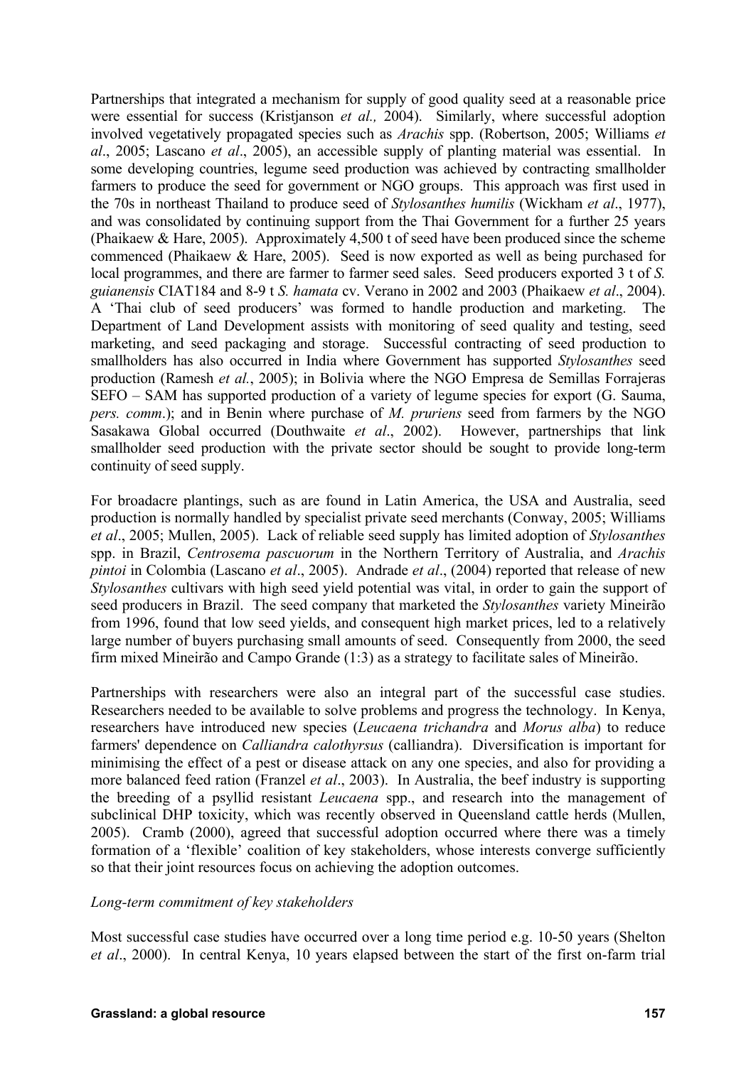Partnerships that integrated a mechanism for supply of good quality seed at a reasonable price were essential for success (Kristjanson *et al.,* 2004). Similarly, where successful adoption involved vegetatively propagated species such as *Arachis* spp. (Robertson, 2005; Williams *et al*., 2005; Lascano *et al*., 2005), an accessible supply of planting material was essential. In some developing countries, legume seed production was achieved by contracting smallholder farmers to produce the seed for government or NGO groups. This approach was first used in the 70s in northeast Thailand to produce seed of *Stylosanthes humilis* (Wickham *et al*., 1977), and was consolidated by continuing support from the Thai Government for a further 25 years (Phaikaew & Hare, 2005). Approximately 4,500 t of seed have been produced since the scheme commenced (Phaikaew & Hare, 2005). Seed is now exported as well as being purchased for local programmes, and there are farmer to farmer seed sales. Seed producers exported 3 t of *S. guianensis* CIAT184 and 8-9 t *S. hamata* cv. Verano in 2002 and 2003 (Phaikaew *et al*., 2004). A 'Thai club of seed producers' was formed to handle production and marketing. The Department of Land Development assists with monitoring of seed quality and testing, seed marketing, and seed packaging and storage. Successful contracting of seed production to smallholders has also occurred in India where Government has supported *Stylosanthes* seed production (Ramesh *et al.*, 2005); in Bolivia where the NGO Empresa de Semillas Forrajeras SEFO – SAM has supported production of a variety of legume species for export (G. Sauma, *pers. comm*.); and in Benin where purchase of *M. pruriens* seed from farmers by the NGO Sasakawa Global occurred (Douthwaite *et al*., 2002). However, partnerships that link smallholder seed production with the private sector should be sought to provide long-term continuity of seed supply.

For broadacre plantings, such as are found in Latin America, the USA and Australia, seed production is normally handled by specialist private seed merchants (Conway, 2005; Williams *et al*., 2005; Mullen, 2005). Lack of reliable seed supply has limited adoption of *Stylosanthes* spp. in Brazil, *Centrosema pascuorum* in the Northern Territory of Australia, and *Arachis pintoi* in Colombia (Lascano *et al*., 2005). Andrade *et al*., (2004) reported that release of new *Stylosanthes* cultivars with high seed yield potential was vital, in order to gain the support of seed producers in Brazil. The seed company that marketed the *Stylosanthes* variety Mineirão from 1996, found that low seed yields, and consequent high market prices, led to a relatively large number of buyers purchasing small amounts of seed. Consequently from 2000, the seed firm mixed Mineirão and Campo Grande (1:3) as a strategy to facilitate sales of Mineirão.

Partnerships with researchers were also an integral part of the successful case studies. Researchers needed to be available to solve problems and progress the technology. In Kenya, researchers have introduced new species (*Leucaena trichandra* and *Morus alba*) to reduce farmers' dependence on *Calliandra calothyrsus* (calliandra). Diversification is important for minimising the effect of a pest or disease attack on any one species, and also for providing a more balanced feed ration (Franzel *et al*., 2003). In Australia, the beef industry is supporting the breeding of a psyllid resistant *Leucaena* spp., and research into the management of subclinical DHP toxicity, which was recently observed in Queensland cattle herds (Mullen, 2005). Cramb (2000), agreed that successful adoption occurred where there was a timely formation of a 'flexible' coalition of key stakeholders, whose interests converge sufficiently so that their joint resources focus on achieving the adoption outcomes.

*Long-term commitment of key stakeholders*

Most successful case studies have occurred over a long time period e.g. 10-50 years (Shelton *et al*., 2000). In central Kenya, 10 years elapsed between the start of the first on-farm trial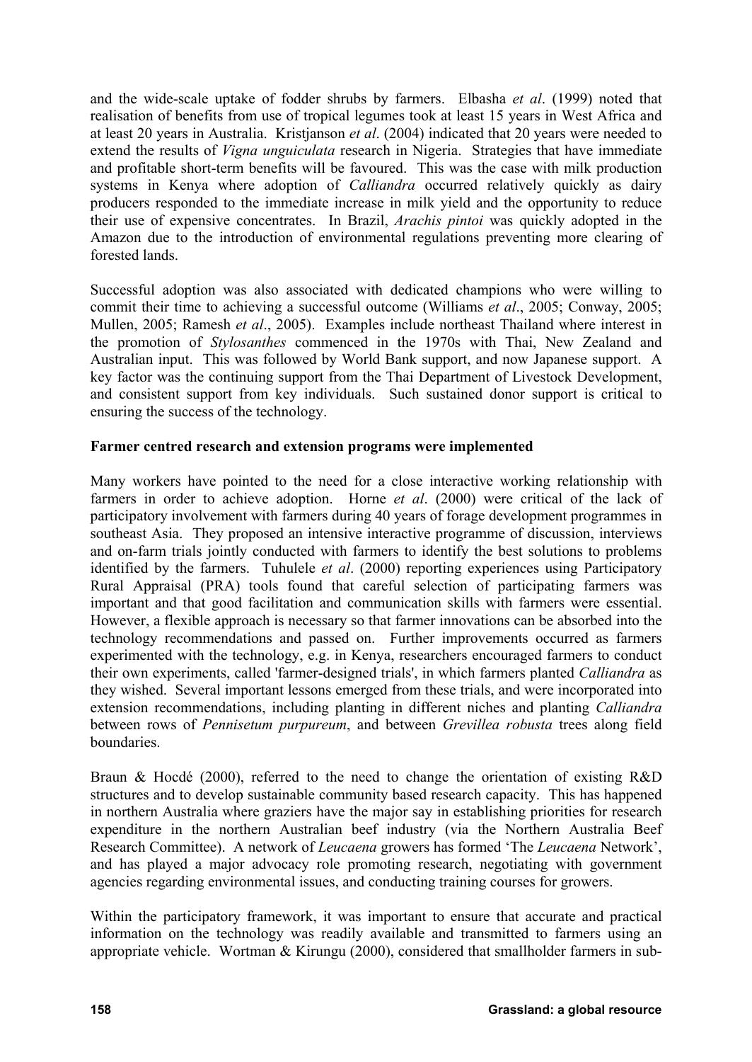and the wide-scale uptake of fodder shrubs by farmers. Elbasha *et al*. (1999) noted that realisation of benefits from use of tropical legumes took at least 15 years in West Africa and at least 20 years in Australia. Kristjanson *et al*. (2004) indicated that 20 years were needed to extend the results of *Vigna unguiculata* research in Nigeria. Strategies that have immediate and profitable short-term benefits will be favoured. This was the case with milk production systems in Kenya where adoption of *Calliandra* occurred relatively quickly as dairy producers responded to the immediate increase in milk yield and the opportunity to reduce their use of expensive concentrates. In Brazil, *Arachis pintoi* was quickly adopted in the Amazon due to the introduction of environmental regulations preventing more clearing of forested lands.

Successful adoption was also associated with dedicated champions who were willing to commit their time to achieving a successful outcome (Williams *et al*., 2005; Conway, 2005; Mullen, 2005; Ramesh *et al*., 2005). Examples include northeast Thailand where interest in the promotion of *Stylosanthes* commenced in the 1970s with Thai, New Zealand and Australian input. This was followed by World Bank support, and now Japanese support. A key factor was the continuing support from the Thai Department of Livestock Development, and consistent support from key individuals. Such sustained donor support is critical to ensuring the success of the technology.

**Farmer centred research and extension programs were implemented**

Many workers have pointed to the need for a close interactive working relationship with farmers in order to achieve adoption. Horne *et al*. (2000) were critical of the lack of participatory involvement with farmers during 40 years of forage development programmes in southeast Asia. They proposed an intensive interactive programme of discussion, interviews and on-farm trials jointly conducted with farmers to identify the best solutions to problems identified by the farmers. Tuhulele *et al*. (2000) reporting experiences using Participatory Rural Appraisal (PRA) tools found that careful selection of participating farmers was important and that good facilitation and communication skills with farmers were essential. However, a flexible approach is necessary so that farmer innovations can be absorbed into the technology recommendations and passed on. Further improvements occurred as farmers experimented with the technology, e.g. in Kenya, researchers encouraged farmers to conduct their own experiments, called 'farmer-designed trials', in which farmers planted *Calliandra* as they wished. Several important lessons emerged from these trials, and were incorporated into extension recommendations, including planting in different niches and planting *Calliandra* between rows of *Pennisetum purpureum*, and between *Grevillea robusta* trees along field boundaries.

Braun & Hocdé (2000), referred to the need to change the orientation of existing R&D structures and to develop sustainable community based research capacity. This has happened in northern Australia where graziers have the major say in establishing priorities for research expenditure in the northern Australian beef industry (via the Northern Australia Beef Research Committee). A network of *Leucaena* growers has formed 'The *Leucaena* Network', and has played a major advocacy role promoting research, negotiating with government agencies regarding environmental issues, and conducting training courses for growers.

Within the participatory framework, it was important to ensure that accurate and practical information on the technology was readily available and transmitted to farmers using an appropriate vehicle. Wortman & Kirungu (2000), considered that smallholder farmers in sub-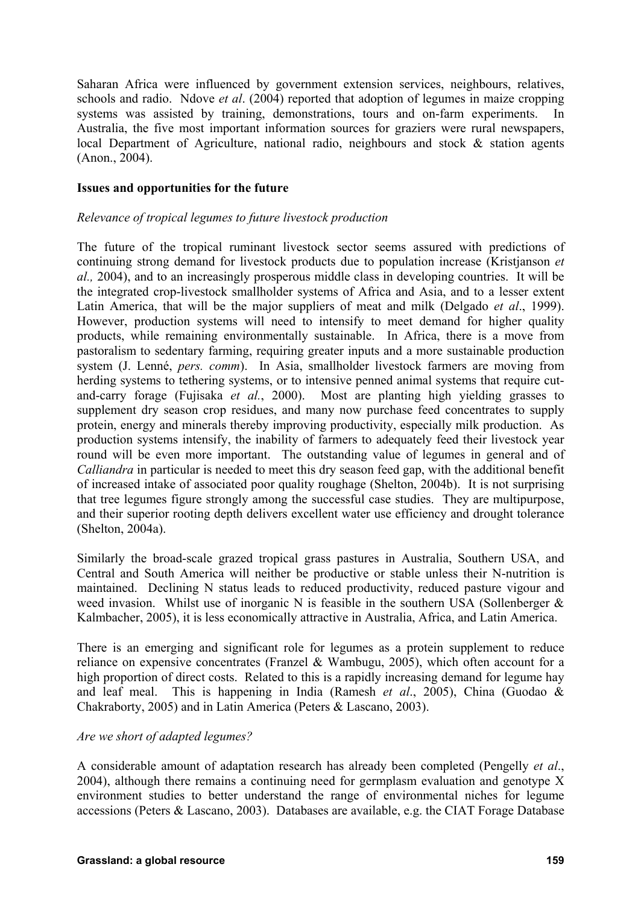Saharan Africa were influenced by government extension services, neighbours, relatives, schools and radio. Ndove *et al*. (2004) reported that adoption of legumes in maize cropping systems was assisted by training, demonstrations, tours and on-farm experiments. In Australia, the five most important information sources for graziers were rural newspapers, local Department of Agriculture, national radio, neighbours and stock & station agents (Anon., 2004).

**Issues and opportunities for the future**

*Relevance of tropical legumes to future livestock production*

The future of the tropical ruminant livestock sector seems assured with predictions of continuing strong demand for livestock products due to population increase (Kristjanson *et al.,* 2004), and to an increasingly prosperous middle class in developing countries. It will be the integrated crop-livestock smallholder systems of Africa and Asia, and to a lesser extent Latin America, that will be the major suppliers of meat and milk (Delgado *et al*., 1999). However, production systems will need to intensify to meet demand for higher quality products, while remaining environmentally sustainable. In Africa, there is a move from pastoralism to sedentary farming, requiring greater inputs and a more sustainable production system (J. Lenné, *pers. comm*). In Asia, smallholder livestock farmers are moving from herding systems to tethering systems, or to intensive penned animal systems that require cut-and-carry forage (Fujisaka *et al.*, 2000). Most are planting high yielding grasses to supplement dry season crop residues, and many now purchase feed concentrates to supply protein, energy and minerals thereby improving productivity, especially milk production. As production systems intensify, the inability of farmers to adequately feed their livestock year round will be even more important. The outstanding value of legumes in general and of *Calliandra* in particular is needed to meet this dry season feed gap, with the additional benefit of increased intake of associated poor quality roughage (Shelton, 2004b). It is not surprising that tree legumes figure strongly among the successful case studies. They are multipurpose, and their superior rooting depth delivers excellent water use efficiency and drought tolerance (Shelton, 2004a).

Similarly the broad-scale grazed tropical grass pastures in Australia, Southern USA, and Central and South America will neither be productive or stable unless their N-nutrition is maintained. Declining N status leads to reduced productivity, reduced pasture vigour and weed invasion. Whilst use of inorganic N is feasible in the southern USA (Sollenberger & Kalmbacher, 2005), it is less economically attractive in Australia, Africa, and Latin America.

There is an emerging and significant role for legumes as a protein supplement to reduce reliance on expensive concentrates (Franzel & Wambugu, 2005), which often account for a high proportion of direct costs. Related to this is a rapidly increasing demand for legume hay and leaf meal. This is happening in India (Ramesh *et al*., 2005), China (Guodao & Chakraborty, 2005) and in Latin America (Peters & Lascano, 2003).

*Are we short of adapted legumes?*

A considerable amount of adaptation research has already been completed (Pengelly *et al*., 2004), although there remains a continuing need for germplasm evaluation and genotype X environment studies to better understand the range of environmental niches for legume accessions (Peters & Lascano, 2003). Databases are available, e.g. the CIAT Forage Database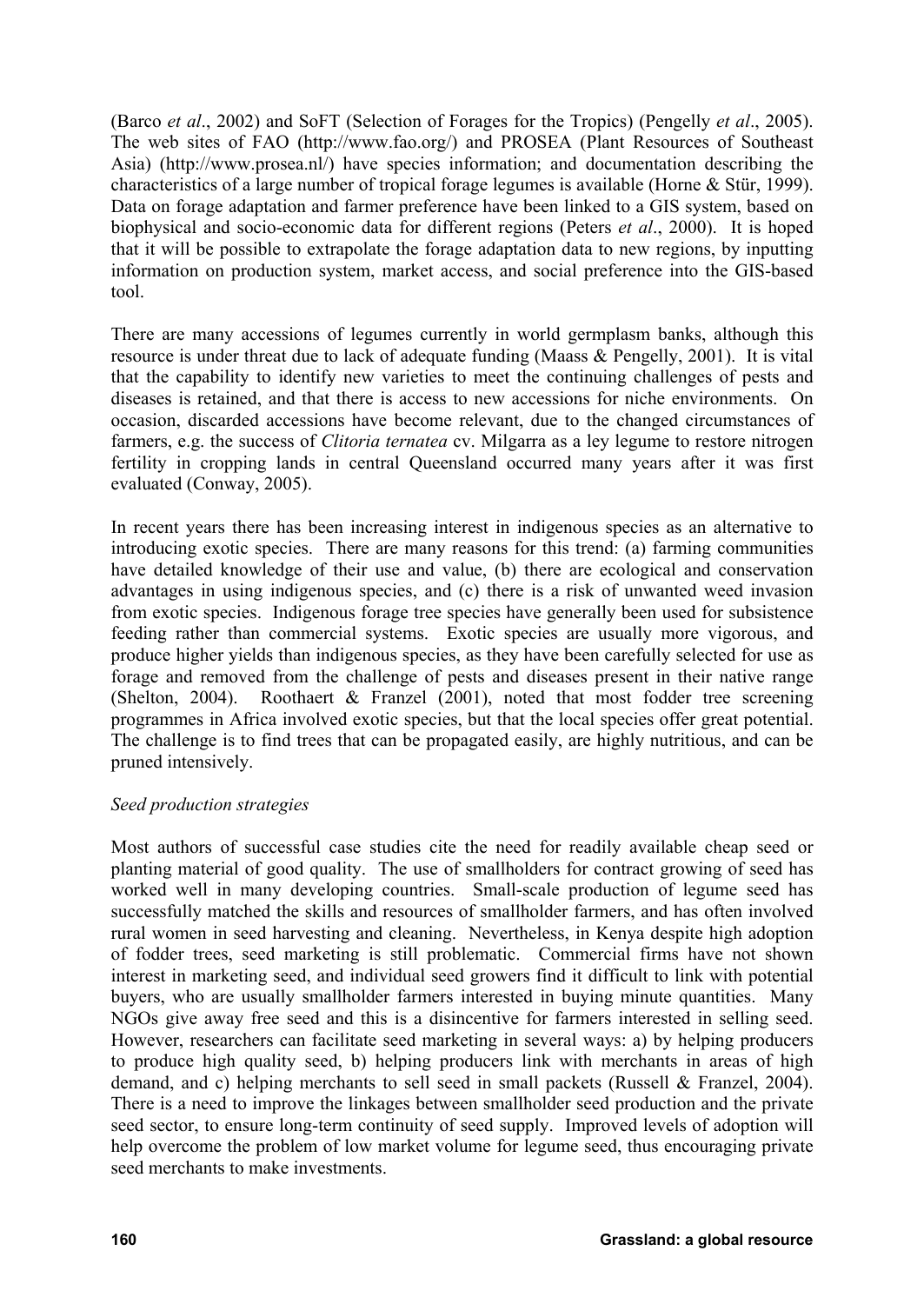(Barco *et al*., 2002) and SoFT (Selection of Forages for the Tropics) (Pengelly *et al*., 2005). The web sites of FAO (http://www.fao.org/) and PROSEA (Plant Resources of Southeast Asia) (http://www.prosea.nl/) have species information; and documentation describing the characteristics of a large number of tropical forage legumes is available (Horne & Stür, 1999). Data on forage adaptation and farmer preference have been linked to a GIS system, based on biophysical and socio-economic data for different regions (Peters *et al*., 2000). It is hoped that it will be possible to extrapolate the forage adaptation data to new regions, by inputting information on production system, market access, and social preference into the GIS-based tool.

There are many accessions of legumes currently in world germplasm banks, although this resource is under threat due to lack of adequate funding (Maass & Pengelly, 2001). It is vital that the capability to identify new varieties to meet the continuing challenges of pests and diseases is retained, and that there is access to new accessions for niche environments. On occasion, discarded accessions have become relevant, due to the changed circumstances of farmers, e.g. the success of *Clitoria ternatea* cv. Milgarra as a ley legume to restore nitrogen fertility in cropping lands in central Queensland occurred many years after it was first evaluated (Conway, 2005).

In recent years there has been increasing interest in indigenous species as an alternative to introducing exotic species. There are many reasons for this trend: (a) farming communities have detailed knowledge of their use and value, (b) there are ecological and conservation advantages in using indigenous species, and (c) there is a risk of unwanted weed invasion from exotic species. Indigenous forage tree species have generally been used for subsistence feeding rather than commercial systems. Exotic species are usually more vigorous, and produce higher yields than indigenous species, as they have been carefully selected for use as forage and removed from the challenge of pests and diseases present in their native range (Shelton, 2004). Roothaert & Franzel (2001), noted that most fodder tree screening programmes in Africa involved exotic species, but that the local species offer great potential. The challenge is to find trees that can be propagated easily, are highly nutritious, and can be pruned intensively.

*Seed production strategies*

Most authors of successful case studies cite the need for readily available cheap seed or planting material of good quality. The use of smallholders for contract growing of seed has worked well in many developing countries. Small-scale production of legume seed has successfully matched the skills and resources of smallholder farmers, and has often involved rural women in seed harvesting and cleaning. Nevertheless, in Kenya despite high adoption of fodder trees, seed marketing is still problematic. Commercial firms have not shown interest in marketing seed, and individual seed growers find it difficult to link with potential buyers, who are usually smallholder farmers interested in buying minute quantities. Many NGOs give away free seed and this is a disincentive for farmers interested in selling seed. However, researchers can facilitate seed marketing in several ways: a) by helping producers to produce high quality seed, b) helping producers link with merchants in areas of high demand, and c) helping merchants to sell seed in small packets (Russell & Franzel, 2004). There is a need to improve the linkages between smallholder seed production and the private seed sector, to ensure long-term continuity of seed supply. Improved levels of adoption will help overcome the problem of low market volume for legume seed, thus encouraging private seed merchants to make investments.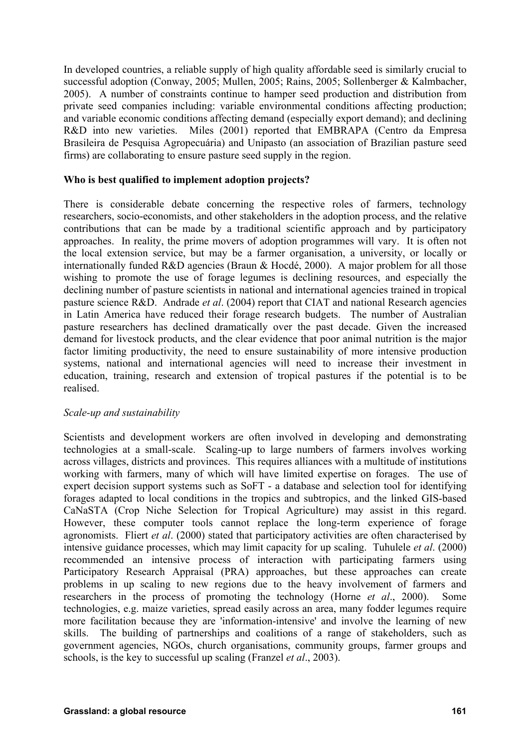In developed countries, a reliable supply of high quality affordable seed is similarly crucial to successful adoption (Conway, 2005; Mullen, 2005; Rains, 2005; Sollenberger & Kalmbacher, 2005). A number of constraints continue to hamper seed production and distribution from private seed companies including: variable environmental conditions affecting production; and variable economic conditions affecting demand (especially export demand); and declining R&D into new varieties. Miles (2001) reported that EMBRAPA (Centro da Empresa Brasileira de Pesquisa Agropecuária) and Unipasto (an association of Brazilian pasture seed firms) are collaborating to ensure pasture seed supply in the region.

**Who is best qualified to implement adoption projects?**

There is considerable debate concerning the respective roles of farmers, technology researchers, socio-economists, and other stakeholders in the adoption process, and the relative contributions that can be made by a traditional scientific approach and by participatory approaches. In reality, the prime movers of adoption programmes will vary. It is often not the local extension service, but may be a farmer organisation, a university, or locally or internationally funded R&D agencies (Braun & Hocdé, 2000). A major problem for all those wishing to promote the use of forage legumes is declining resources, and especially the declining number of pasture scientists in national and international agencies trained in tropical pasture science R&D. Andrade *et al*. (2004) report that CIAT and national Research agencies in Latin America have reduced their forage research budgets. The number of Australian pasture researchers has declined dramatically over the past decade. Given the increased demand for livestock products, and the clear evidence that poor animal nutrition is the major factor limiting productivity, the need to ensure sustainability of more intensive production systems, national and international agencies will need to increase their investment in education, training, research and extension of tropical pastures if the potential is to be realised.

*Scale-up and sustainability*

Scientists and development workers are often involved in developing and demonstrating technologies at a small-scale. Scaling-up to large numbers of farmers involves working across villages, districts and provinces. This requires alliances with a multitude of institutions working with farmers, many of which will have limited expertise on forages. The use of expert decision support systems such as SoFT - a database and selection tool for identifying forages adapted to local conditions in the tropics and subtropics, and the linked GIS-based CaNaSTA (Crop Niche Selection for Tropical Agriculture) may assist in this regard. However, these computer tools cannot replace the long-term experience of forage agronomists. Fliert *et al*. (2000) stated that participatory activities are often characterised by intensive guidance processes, which may limit capacity for up scaling. Tuhulele *et al*. (2000) recommended an intensive process of interaction with participating farmers using Participatory Research Appraisal (PRA) approaches, but these approaches can create problems in up scaling to new regions due to the heavy involvement of farmers and researchers in the process of promoting the technology (Horne *et al*., 2000). Some technologies, e.g. maize varieties, spread easily across an area, many fodder legumes require more facilitation because they are 'information-intensive' and involve the learning of new skills. The building of partnerships and coalitions of a range of stakeholders, such as government agencies, NGOs, church organisations, community groups, farmer groups and schools, is the key to successful up scaling (Franzel *et al*., 2003).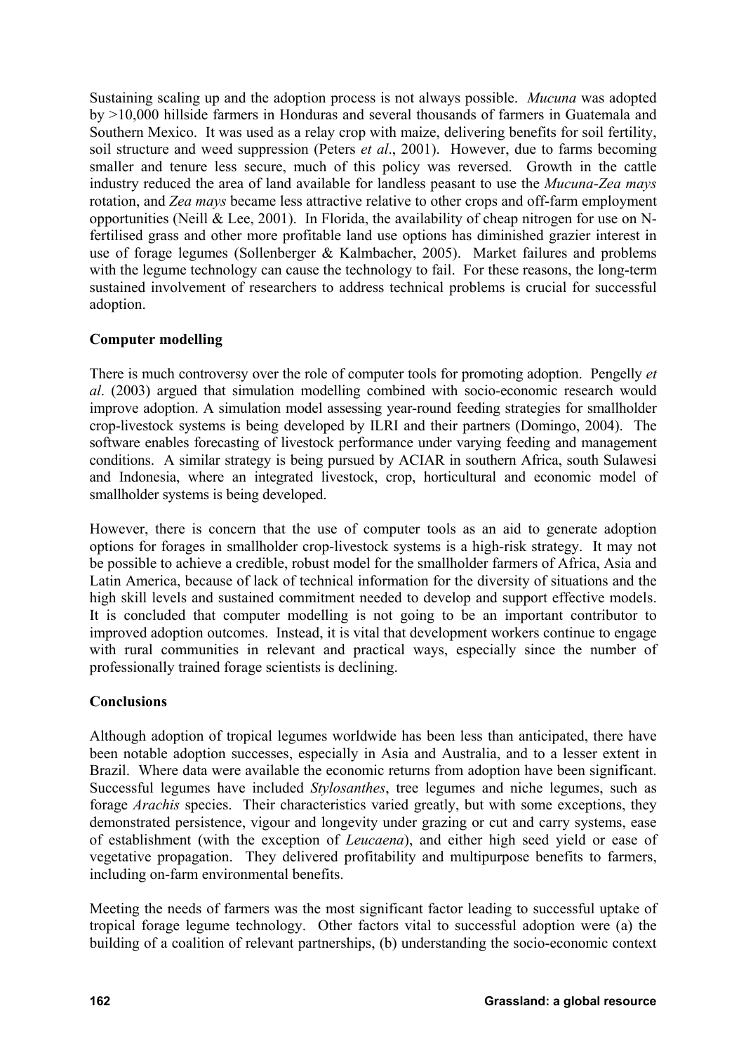Sustaining scaling up and the adoption process is not always possible. *Mucuna* was adopted by >10,000 hillside farmers in Honduras and several thousands of farmers in Guatemala and Southern Mexico. It was used as a relay crop with maize, delivering benefits for soil fertility, soil structure and weed suppression (Peters *et al*., 2001). However, due to farms becoming smaller and tenure less secure, much of this policy was reversed. Growth in the cattle industry reduced the area of land available for landless peasant to use the *Mucuna*-*Zea mays* rotation, and *Zea mays* became less attractive relative to other crops and off-farm employment opportunities (Neill & Lee, 2001). In Florida, the availability of cheap nitrogen for use on N-fertilised grass and other more profitable land use options has diminished grazier interest in use of forage legumes (Sollenberger & Kalmbacher, 2005). Market failures and problems with the legume technology can cause the technology to fail. For these reasons, the long-term sustained involvement of researchers to address technical problems is crucial for successful adoption.

**Computer modelling**

There is much controversy over the role of computer tools for promoting adoption. Pengelly *et al*. (2003) argued that simulation modelling combined with socio-economic research would improve adoption. A simulation model assessing year-round feeding strategies for smallholder crop-livestock systems is being developed by ILRI and their partners (Domingo, 2004). The software enables forecasting of livestock performance under varying feeding and management conditions. A similar strategy is being pursued by ACIAR in southern Africa, south Sulawesi and Indonesia, where an integrated livestock, crop, horticultural and economic model of smallholder systems is being developed.

However, there is concern that the use of computer tools as an aid to generate adoption options for forages in smallholder crop-livestock systems is a high-risk strategy. It may not be possible to achieve a credible, robust model for the smallholder farmers of Africa, Asia and Latin America, because of lack of technical information for the diversity of situations and the high skill levels and sustained commitment needed to develop and support effective models. It is concluded that computer modelling is not going to be an important contributor to improved adoption outcomes. Instead, it is vital that development workers continue to engage with rural communities in relevant and practical ways, especially since the number of professionally trained forage scientists is declining.

**Conclusions**

Although adoption of tropical legumes worldwide has been less than anticipated, there have been notable adoption successes, especially in Asia and Australia, and to a lesser extent in Brazil. Where data were available the economic returns from adoption have been significant. Successful legumes have included *Stylosanthes*, tree legumes and niche legumes, such as forage *Arachis* species. Their characteristics varied greatly, but with some exceptions, they demonstrated persistence, vigour and longevity under grazing or cut and carry systems, ease of establishment (with the exception of *Leucaena*), and either high seed yield or ease of vegetative propagation. They delivered profitability and multipurpose benefits to farmers, including on-farm environmental benefits.

Meeting the needs of farmers was the most significant factor leading to successful uptake of tropical forage legume technology. Other factors vital to successful adoption were (a) the building of a coalition of relevant partnerships, (b) understanding the socio-economic context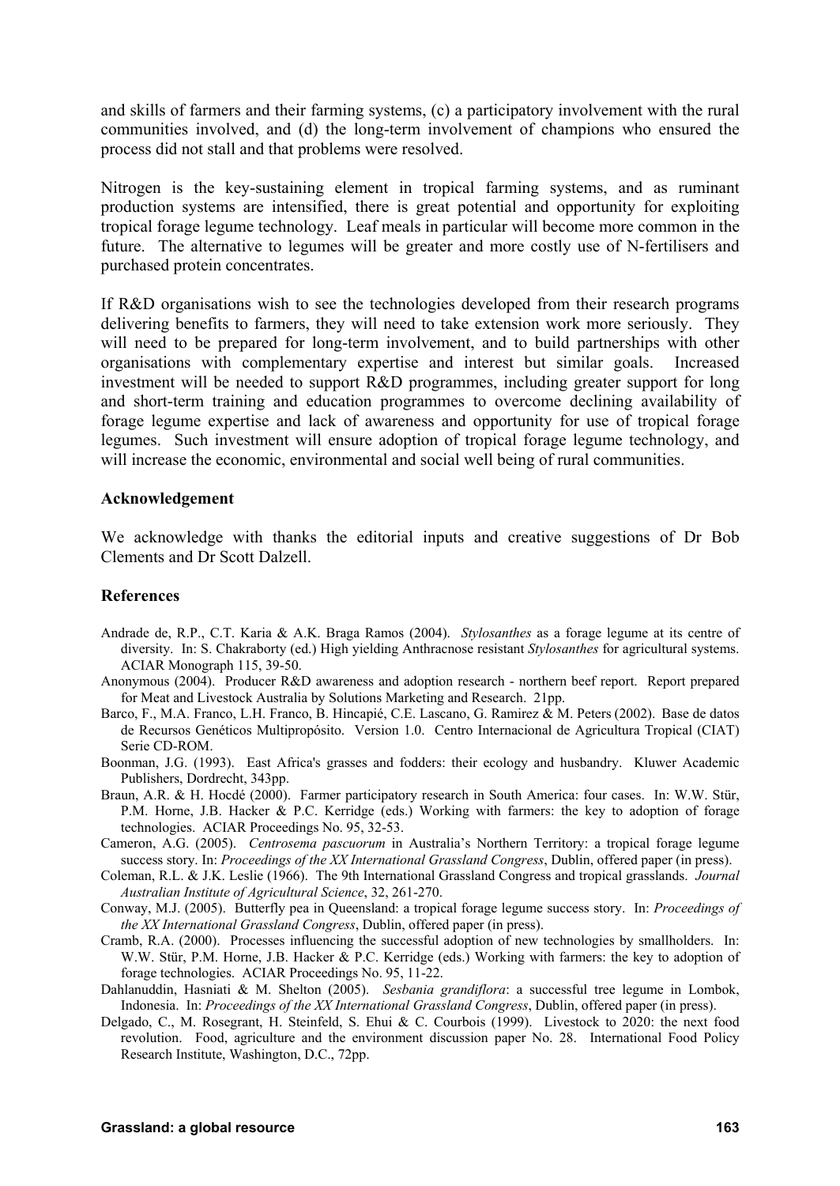and skills of farmers and their farming systems, (c) a participatory involvement with the rural communities involved, and (d) the long-term involvement of champions who ensured the process did not stall and that problems were resolved.

Nitrogen is the key-sustaining element in tropical farming systems, and as ruminant production systems are intensified, there is great potential and opportunity for exploiting tropical forage legume technology. Leaf meals in particular will become more common in the future. The alternative to legumes will be greater and more costly use of N-fertilisers and purchased protein concentrates.

If R&D organisations wish to see the technologies developed from their research programs delivering benefits to farmers, they will need to take extension work more seriously. They will need to be prepared for long-term involvement, and to build partnerships with other organisations with complementary expertise and interest but similar goals. Increased investment will be needed to support R&D programmes, including greater support for long and short-term training and education programmes to overcome declining availability of forage legume expertise and lack of awareness and opportunity for use of tropical forage legumes. Such investment will ensure adoption of tropical forage legume technology, and will increase the economic, environmental and social well being of rural communities.

### Acknowledgement

We acknowledge with thanks the editorial inputs and creative suggestions of Dr Bob Clements and Dr Scott Dalzell.

### References

Andrade de, R.P., C.T. Karia & A.K. Braga Ramos (2004). *Stylosanthes* as a forage legume at its centre of diversity. In: S. Chakraborty (ed.) High yielding Anthracnose resistant *Stylosanthes* for agricultural systems. ACIAR Monograph 115, 39-50.

Anonymous (2004). Producer R&D awareness and adoption research - northern beef report. Report prepared for Meat and Livestock Australia by Solutions Marketing and Research. 21pp.

Barco, F., M.A. Franco, L.H. Franco, B. Hincapié, C.E. Lascano, G. Ramirez & M. Peters (2002). Base de datos de Recursos Genéticos Multipropósito. Version 1.0. Centro Internacional de Agricultura Tropical (CIAT) Serie CD-ROM.

Boonman, J.G. (1993). East Africa's grasses and fodders: their ecology and husbandry. Kluwer Academic Publishers, Dordrecht, 343pp.

Braun, A.R. & H. Hocdé (2000). Farmer participatory research in South America: four cases. In: W.W. Stür, P.M. Horne, J.B. Hacker & P.C. Kerridge (eds.) Working with farmers: the key to adoption of forage technologies. ACIAR Proceedings No. 95, 32-53.

Cameron, A.G. (2005). *Centrosema pascuorum* in Australia's Northern Territory: a tropical forage legume success story. In: *Proceedings of the XX International Grassland Congress*, Dublin, offered paper (in press).

Coleman, R.L. & J.K. Leslie (1966). The 9th International Grassland Congress and tropical grasslands. *Journal Australian Institute of Agricultural Science*, 32, 261-270.

Conway, M.J. (2005). Butterfly pea in Queensland: a tropical forage legume success story. In: *Proceedings of the XX International Grassland Congress*, Dublin, offered paper (in press).

Cramb, R.A. (2000). Processes influencing the successful adoption of new technologies by smallholders. In: W.W. Stür, P.M. Horne, J.B. Hacker & P.C. Kerridge (eds.) Working with farmers: the key to adoption of forage technologies. ACIAR Proceedings No. 95, 11-22.

Dahlanuddin, Hasniati & M. Shelton (2005). *Sesbania grandiflora*: a successful tree legume in Lombok, Indonesia. In: *Proceedings of the XX International Grassland Congress*, Dublin, offered paper (in press).

Delgado, C., M. Rosegrant, H. Steinfeld, S. Ehui & C. Courbois (1999). Livestock to 2020: the next food revolution. Food, agriculture and the environment discussion paper No. 28. International Food Policy Research Institute, Washington, D.C., 72pp.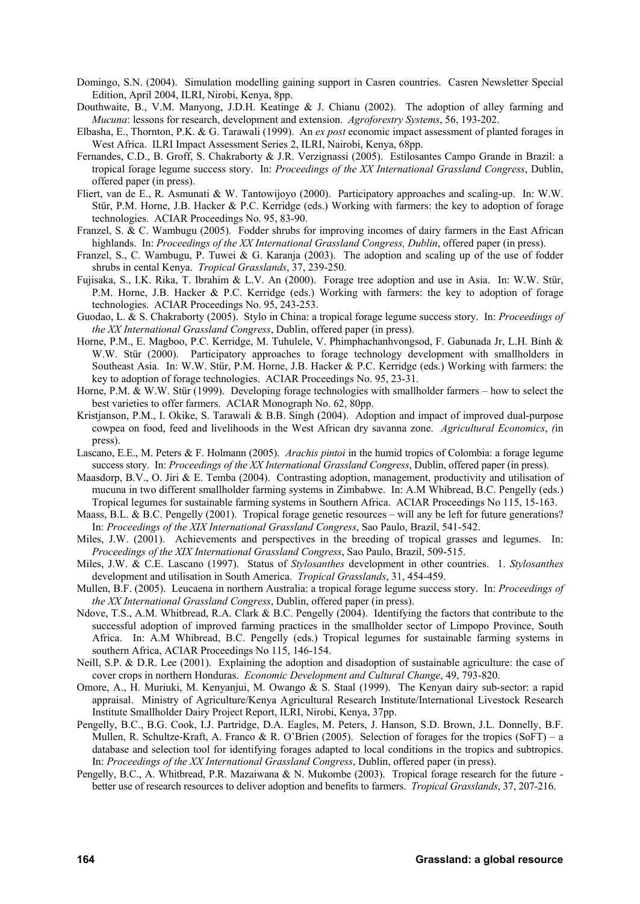Domingo, S.N. (2004). Simulation modelling gaining support in Casren countries. Casren Newsletter Special Edition, April 2004, ILRI, Nirobi, Kenya, 8pp.

Douthwaite, B., V.M. Manyong, J.D.H. Keatinge & J. Chianu (2002). The adoption of alley farming and *Mucuna*: lessons for research, development and extension. *Agroforestry Systems*, 56, 193-202.

Elbasha, E., Thornton, P.K. & G. Tarawali (1999). An *ex post* economic impact assessment of planted forages in West Africa. ILRI Impact Assessment Series 2, ILRI, Nairobi, Kenya, 68pp.

Fernandes, C.D., B. Groff, S. Chakraborty & J.R. Verzignassi (2005). Estilosantes Campo Grande in Brazil: a tropical forage legume success story. In: *Proceedings of the XX International Grassland Congress*, Dublin, offered paper (in press).

Fliert, van de E., R. Asmunati & W. Tantowijoyo (2000). Participatory approaches and scaling-up. In: W.W. Stür, P.M. Horne, J.B. Hacker & P.C. Kerridge (eds.) Working with farmers: the key to adoption of forage technologies. ACIAR Proceedings No. 95, 83-90.

Franzel, S. & C. Wambugu (2005). Fodder shrubs for improving incomes of dairy farmers in the East African highlands. In: *Proceedings of the XX International Grassland Congress, Dublin*, offered paper (in press).

Franzel, S., C. Wambugu, P. Tuwei & G. Karanja (2003). The adoption and scaling up of the use of fodder shrubs in cental Kenya. *Tropical Grasslands*, 37, 239-250.

Fujisaka, S., I.K. Rika, T. Ibrahim & L.V. An (2000). Forage tree adoption and use in Asia. In: W.W. Stür, P.M. Horne, J.B. Hacker & P.C. Kerridge (eds.) Working with farmers: the key to adoption of forage technologies. ACIAR Proceedings No. 95, 243-253.

Guodao, L. & S. Chakraborty (2005). Stylo in China: a tropical forage legume success story. In: *Proceedings of the XX International Grassland Congress*, Dublin, offered paper (in press).

Horne, P.M., E. Magboo, P.C. Kerridge, M. Tuhulele, V. Phimphachanhvongsod, F. Gabunada Jr, L.H. Binh & W.W. Stür (2000). Participatory approaches to forage technology development with smallholders in Southeast Asia. In: W.W. Stür, P.M. Horne, J.B. Hacker & P.C. Kerridge (eds.) Working with farmers: the key to adoption of forage technologies. ACIAR Proceedings No. 95, 23-31.

Horne, P.M. & W.W. Stür (1999). Developing forage technologies with smallholder farmers – how to select the best varieties to offer farmers. ACIAR Monograph No. 62, 80pp.

Kristjanson, P.M., I. Okike, S. Tarawali & B.B. Singh (2004). Adoption and impact of improved dual-purpose cowpea on food, feed and livelihoods in the West African dry savanna zone. *Agricultural Economics*, *(*in press).

Lascano, E.E., M. Peters & F. Holmann (2005). *Arachis pintoi* in the humid tropics of Colombia: a forage legume success story. In: *Proceedings of the XX International Grassland Congress*, Dublin, offered paper (in press).

Maasdorp, B.V., O. Jiri & E. Temba (2004). Contrasting adoption, management, productivity and utilisation of mucuna in two different smallholder farming systems in Zimbabwe. In: A.M Whibread, B.C. Pengelly (eds.) Tropical legumes for sustainable farming systems in Southern Africa. ACIAR Proceedings No 115, 15-163.

Maass, B.L. & B.C. Pengelly (2001). Tropical forage genetic resources – will any be left for future generations? In: *Proceedings of the XIX International Grassland Congress*, Sao Paulo, Brazil, 541-542.

Miles, J.W. (2001). Achievements and perspectives in the breeding of tropical grasses and legumes. In: *Proceedings of the XIX International Grassland Congress*, Sao Paulo, Brazil, 509-515.

Miles, J.W. & C.E. Lascano (1997). Status of *Stylosanthes* development in other countries. 1. *Stylosanthes* development and utilisation in South America. *Tropical Grasslands*, 31, 454-459.

Mullen, B.F. (2005). Leucaena in northern Australia: a tropical forage legume success story. In: *Proceedings of the XX International Grassland Congress*, Dublin, offered paper (in press).

Ndove, T.S., A.M. Whitbread, R.A. Clark & B.C. Pengelly (2004). Identifying the factors that contribute to the successful adoption of improved farming practices in the smallholder sector of Limpopo Province, South Africa. In: A.M Whibread, B.C. Pengelly (eds.) Tropical legumes for sustainable farming systems in southern Africa, ACIAR Proceedings No 115, 146-154.

Neill, S.P. & D.R. Lee (2001). Explaining the adoption and disadoption of sustainable agriculture: the case of cover crops in northern Honduras. *Economic Development and Cultural Change*, 49, 793-820.

Omore, A., H. Muriuki, M. Kenyanjui, M. Owango & S. Staal (1999). The Kenyan dairy sub-sector: a rapid appraisal. Ministry of Agriculture/Kenya Agricultural Research Institute/International Livestock Research Institute Smallholder Dairy Project Report, ILRI, Nirobi, Kenya, 37pp.

Pengelly, B.C., B.G. Cook, I.J. Partridge, D.A. Eagles, M. Peters, J. Hanson, S.D. Brown, J.L. Donnelly, B.F. Mullen, R. Schultze-Kraft, A. Franco & R. O'Brien (2005). Selection of forages for the tropics (SoFT) – a database and selection tool for identifying forages adapted to local conditions in the tropics and subtropics. In: *Proceedings of the XX International Grassland Congress*, Dublin, offered paper (in press).

Pengelly, B.C., A. Whitbread, P.R. Mazaiwana & N. Mukombe (2003). Tropical forage research for the future - better use of research resources to deliver adoption and benefits to farmers. *Tropical Grasslands*, 37, 207-216.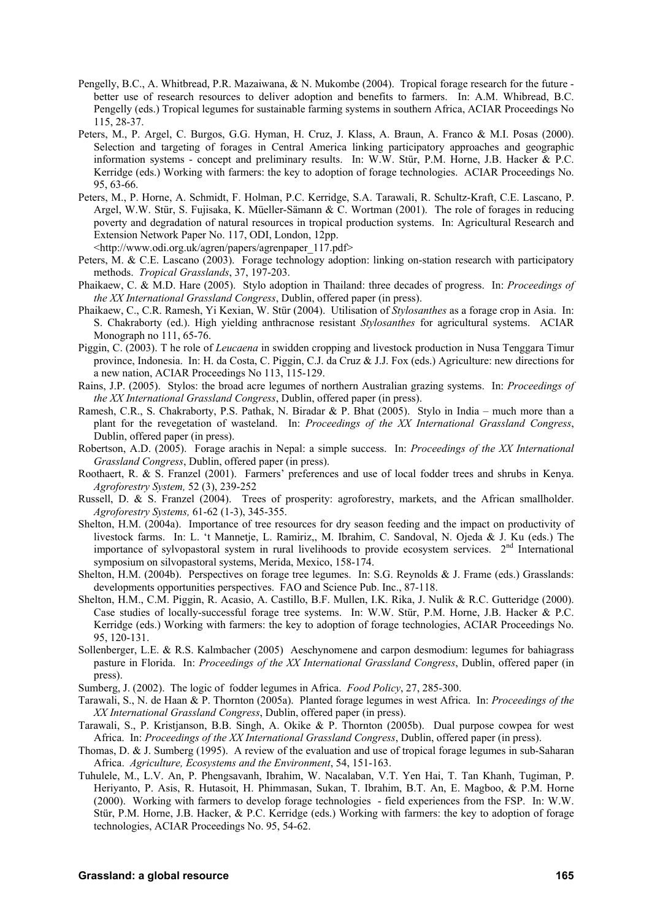Pengelly, B.C., A. Whitbread, P.R. Mazaiwana, & N. Mukombe (2004). Tropical forage research for the future - better use of research resources to deliver adoption and benefits to farmers. In: A.M. Whibread, B.C. Pengelly (eds.) Tropical legumes for sustainable farming systems in southern Africa, ACIAR Proceedings No 115, 28-37.

Peters, M., P. Argel, C. Burgos, G.G. Hyman, H. Cruz, J. Klass, A. Braun, A. Franco & M.I. Posas (2000). Selection and targeting of forages in Central America linking participatory approaches and geographic information systems - concept and preliminary results. In: W.W. Stür, P.M. Horne, J.B. Hacker & P.C. Kerridge (eds.) Working with farmers: the key to adoption of forage technologies. ACIAR Proceedings No. 95, 63-66.

Peters, M., P. Horne, A. Schmidt, F. Holman, P.C. Kerridge, S.A. Tarawali, R. Schultz-Kraft, C.E. Lascano, P. Argel, W.W. Stür, S. Fujisaka, K. Müeller-Sämann & C. Wortman (2001). The role of forages in reducing poverty and degradation of natural resources in tropical production systems. In: Agricultural Research and Extension Network Paper No. 117, ODI, London, 12pp. <http://www.odi.org.uk/agren/papers/agrenpaper_117.pdf>

Peters, M. & C.E. Lascano (2003). Forage technology adoption: linking on-station research with participatory methods. *Tropical Grasslands*, 37, 197-203.

Phaikaew, C. & M.D. Hare (2005). Stylo adoption in Thailand: three decades of progress. In: *Proceedings of the XX International Grassland Congress*, Dublin, offered paper (in press).

Phaikaew, C., C.R. Ramesh, Yi Kexian, W. Stür (2004). Utilisation of *Stylosanthes* as a forage crop in Asia. In: S. Chakraborty (ed.). High yielding anthracnose resistant *Stylosanthes* for agricultural systems. ACIAR Monograph no 111, 65-76.

Piggin, C. (2003). T he role of *Leucaena* in swidden cropping and livestock production in Nusa Tenggara Timur province, Indonesia. In: H. da Costa, C. Piggin, C.J. da Cruz & J.J. Fox (eds.) Agriculture: new directions for a new nation, ACIAR Proceedings No 113, 115-129.

Rains, J.P. (2005). Stylos: the broad acre legumes of northern Australian grazing systems. In: *Proceedings of the XX International Grassland Congress*, Dublin, offered paper (in press).

Ramesh, C.R., S. Chakraborty, P.S. Pathak, N. Biradar & P. Bhat (2005). Stylo in India – much more than a plant for the revegetation of wasteland. In: *Proceedings of the XX International Grassland Congress*, Dublin, offered paper (in press).

Robertson, A.D. (2005). Forage arachis in Nepal: a simple success. In: *Proceedings of the XX International Grassland Congress*, Dublin, offered paper (in press).

Roothaert, R. & S. Franzel (2001). Farmers' preferences and use of local fodder trees and shrubs in Kenya. *Agroforestry System,* 52 (3), 239-252

Russell, D. & S. Franzel (2004). Trees of prosperity: agroforestry, markets, and the African smallholder. *Agroforestry Systems,* 61-62 (1-3), 345-355.

Shelton, H.M. (2004a). Importance of tree resources for dry season feeding and the impact on productivity of livestock farms. In: L. 't Mannetje, L. Ramiriz,, M. Ibrahim, C. Sandoval, N. Ojeda & J. Ku (eds.) The importance of sylvopastoral system in rural livelihoods to provide ecosystem services. 2nd International symposium on silvopastoral systems, Merida, Mexico, 158-174.

Shelton, H.M. (2004b). Perspectives on forage tree legumes. In: S.G. Reynolds & J. Frame (eds.) Grasslands: developments opportunities perspectives. FAO and Science Pub. Inc., 87-118.

Shelton, H.M., C.M. Piggin, R. Acasio, A. Castillo, B.F. Mullen, I.K. Rika, J. Nulik & R.C. Gutteridge (2000). Case studies of locally-successful forage tree systems. In: W.W. Stür, P.M. Horne, J.B. Hacker & P.C. Kerridge (eds.) Working with farmers: the key to adoption of forage technologies, ACIAR Proceedings No. 95, 120-131.

Sollenberger, L.E. & R.S. Kalmbacher (2005) Aeschynomene and carpon desmodium: legumes for bahiagrass pasture in Florida. In: *Proceedings of the XX International Grassland Congress*, Dublin, offered paper (in press).

Sumberg, J. (2002). The logic of fodder legumes in Africa. *Food Policy*, 27, 285-300.

Tarawali, S., N. de Haan & P. Thornton (2005a). Planted forage legumes in west Africa. In: *Proceedings of the XX International Grassland Congress*, Dublin, offered paper (in press).

Tarawali, S., P. Kristjanson, B.B. Singh, A. Okike & P. Thornton (2005b). Dual purpose cowpea for west Africa. In: *Proceedings of the XX International Grassland Congress*, Dublin, offered paper (in press).

Thomas, D. & J. Sumberg (1995). A review of the evaluation and use of tropical forage legumes in sub-Saharan Africa. *Agriculture, Ecosystems and the Environment*, 54, 151-163.

Tuhulele, M., L.V. An, P. Phengsavanh, Ibrahim, W. Nacalaban, V.T. Yen Hai, T. Tan Khanh, Tugiman, P. Heriyanto, P. Asis, R. Hutasoit, H. Phimmasan, Sukan, T. Ibrahim, B.T. An, E. Magboo, & P.M. Horne (2000). Working with farmers to develop forage technologies - field experiences from the FSP. In: W.W. Stür, P.M. Horne, J.B. Hacker, & P.C. Kerridge (eds.) Working with farmers: the key to adoption of forage technologies, ACIAR Proceedings No. 95, 54-62.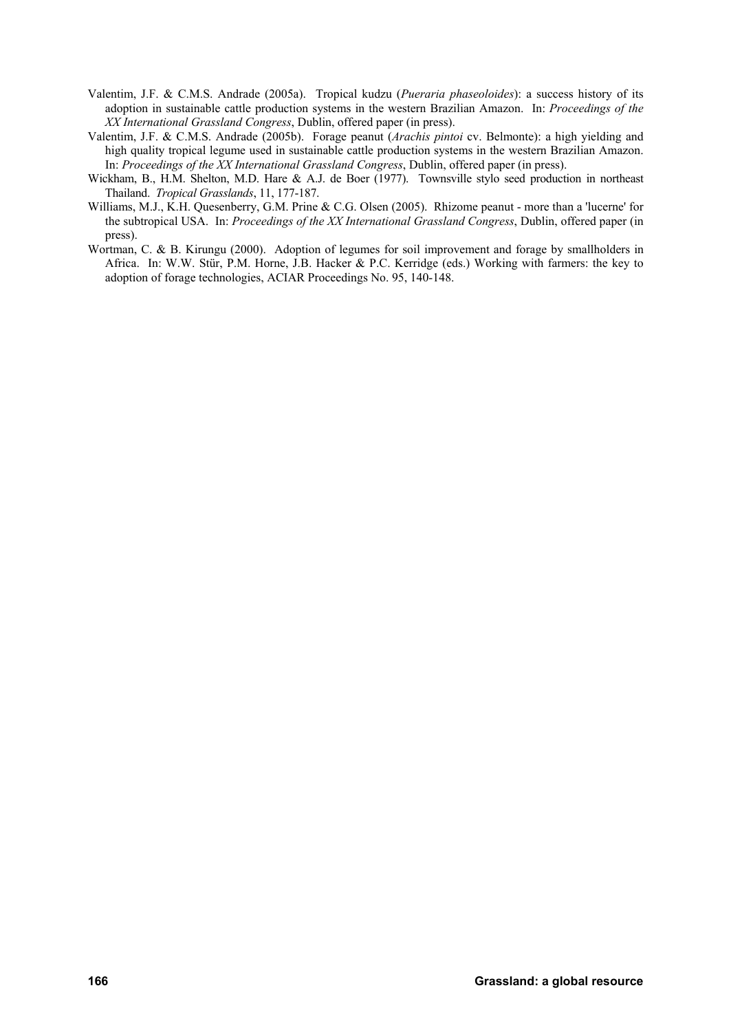Valentim, J.F. & C.M.S. Andrade (2005a). Tropical kudzu (*Pueraria phaseoloides*): a success history of its adoption in sustainable cattle production systems in the western Brazilian Amazon. In: *Proceedings of the XX International Grassland Congress*, Dublin, offered paper (in press).

Valentim, J.F. & C.M.S. Andrade (2005b). Forage peanut (*Arachis pintoi* cv. Belmonte): a high yielding and high quality tropical legume used in sustainable cattle production systems in the western Brazilian Amazon. In: *Proceedings of the XX International Grassland Congress*, Dublin, offered paper (in press).

Wickham, B., H.M. Shelton, M.D. Hare & A.J. de Boer (1977). Townsville stylo seed production in northeast Thailand. *Tropical Grasslands*, 11, 177-187.

Williams, M.J., K.H. Quesenberry, G.M. Prine & C.G. Olsen (2005). Rhizome peanut - more than a 'lucerne' for the subtropical USA. In: *Proceedings of the XX International Grassland Congress*, Dublin, offered paper (in press).

Wortman, C. & B. Kirungu (2000). Adoption of legumes for soil improvement and forage by smallholders in Africa. In: W.W. Stür, P.M. Horne, J.B. Hacker & P.C. Kerridge (eds.) Working with farmers: the key to adoption of forage technologies, ACIAR Proceedings No. 95, 140-148.